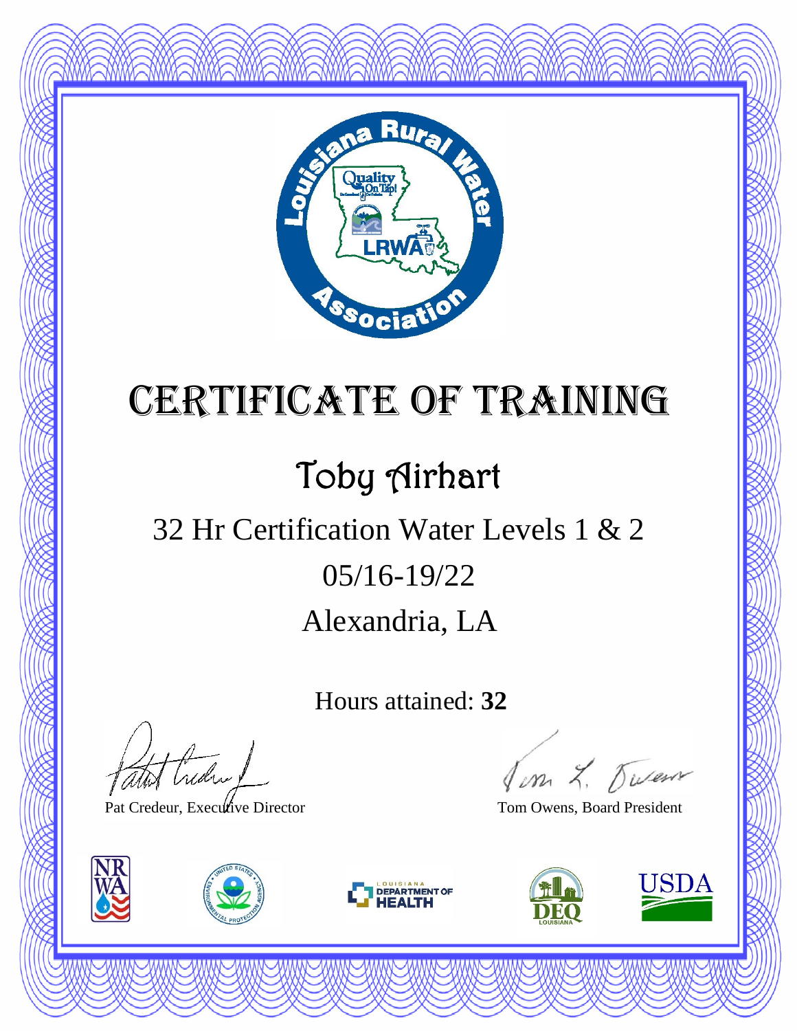# CERTIFICATE OF TRAINING

## Toby Airhart

32 Hr Certification Water Levels 1 & 2

05/16-19/22

Alexandria, LA

Hours attained: **32**

Pat Credeur, Executive Director

Tom Owens, Board President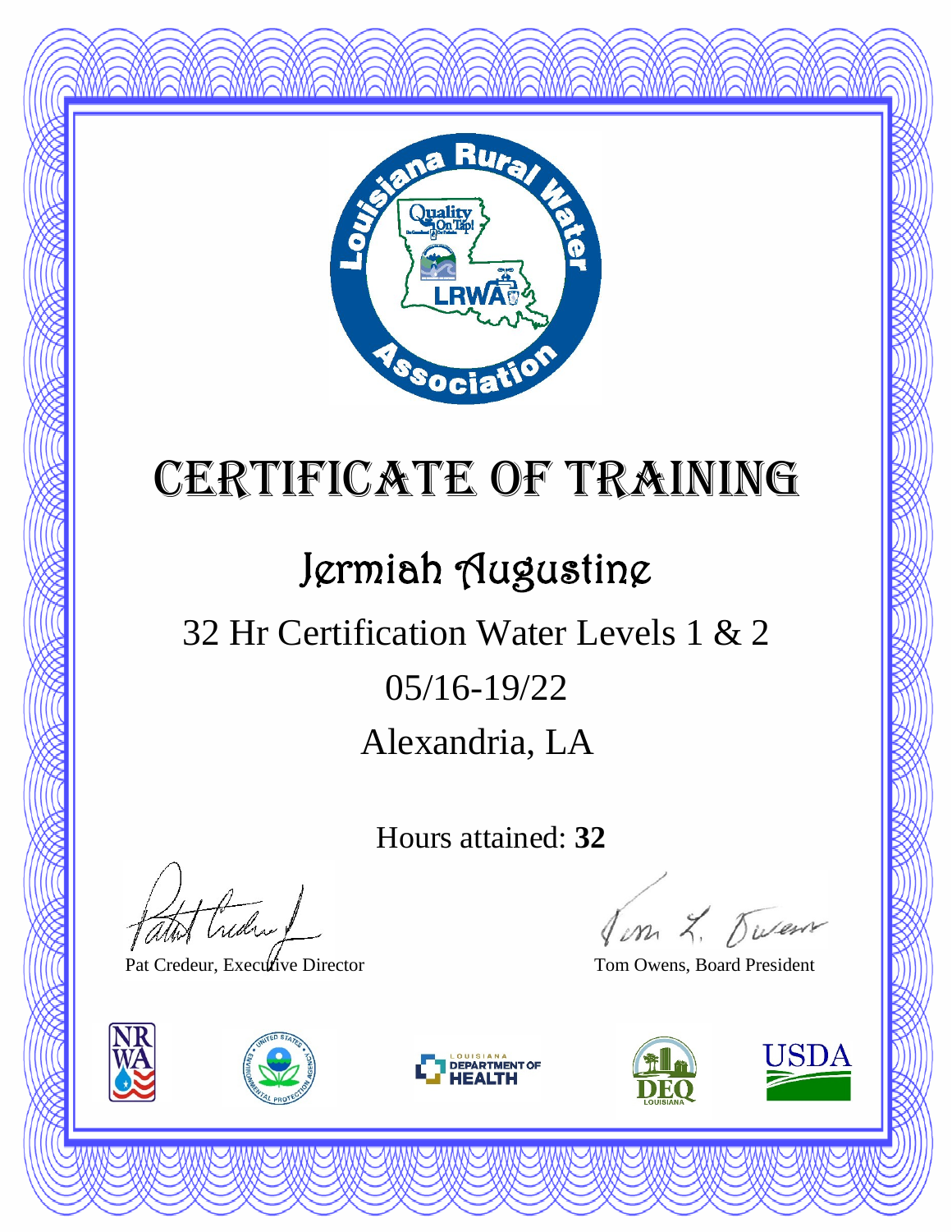# CERTIFICATE OF TRAINING

## Jermiah Augustine

32 Hr Certification Water Levels 1 & 2

05/16-19/22

Alexandria, LA

Hours attained: **32**

Pat Credeur, Executive Director

Tom Owens, Board President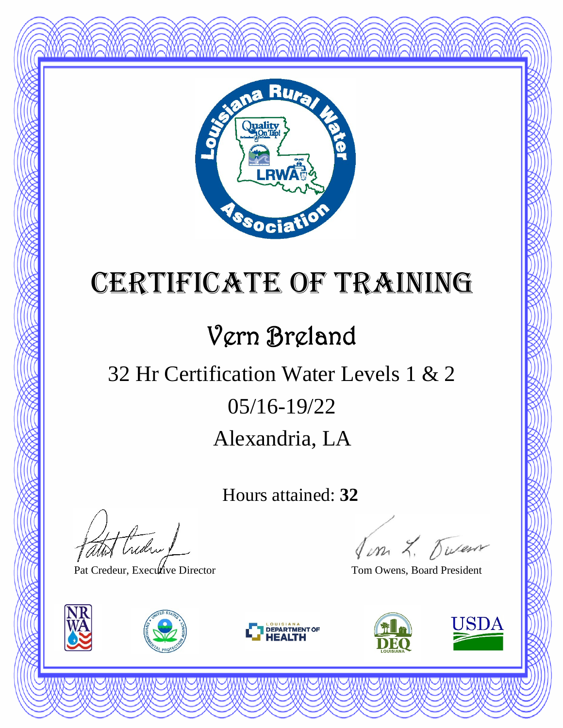# Certificate of Training

## Vern Breland

32 Hr Certification Water Levels 1 & 2

05/16-19/22

Alexandria, LA

Hours attained: **32**

Pat Credeur, Executive Director

Tom Owens, Board President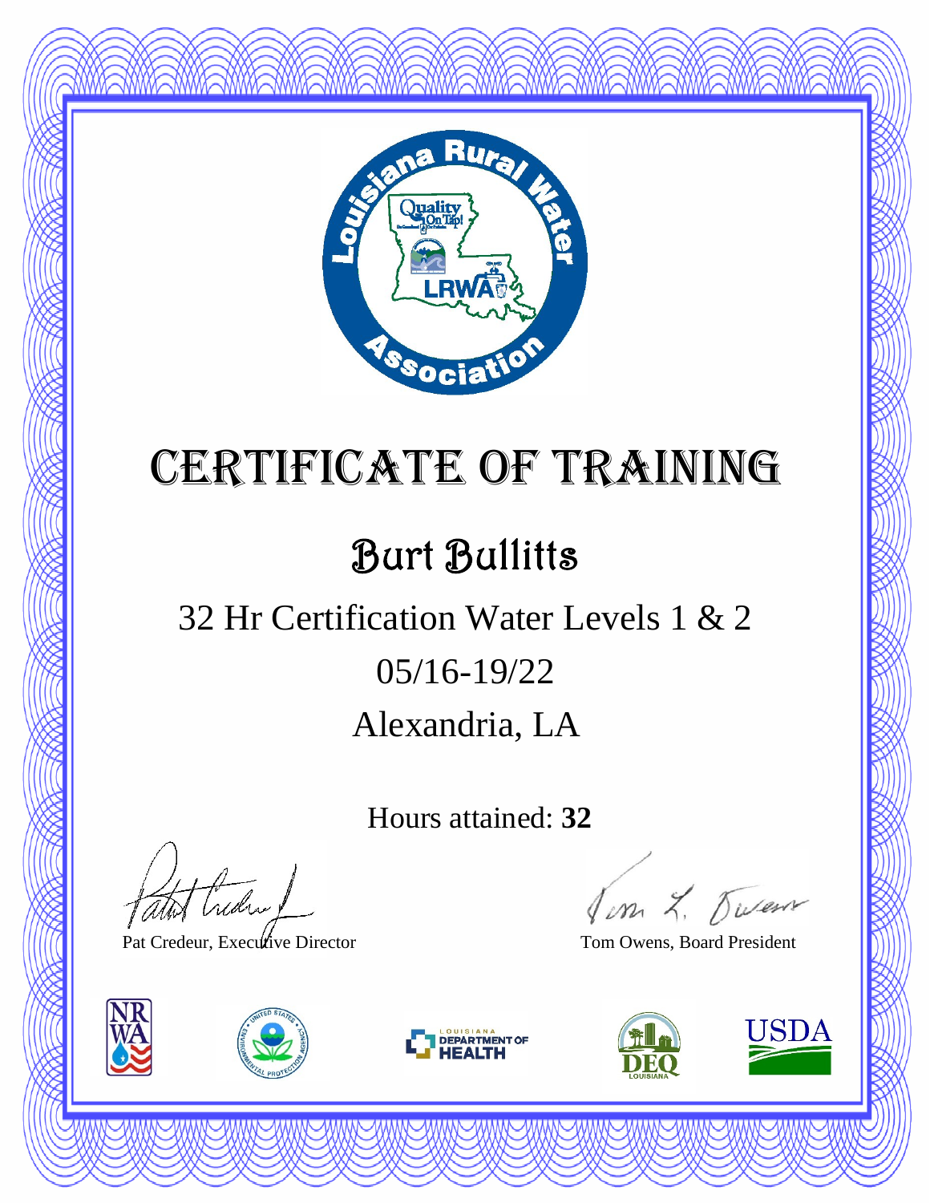# Certificate of Training

## Burt Bullitts

32 Hr Certification Water Levels 1 & 2

05/16-19/22

Alexandria, LA

Hours attained: **32**

Pat Credeur, Executive Director

Tom Owens, Board President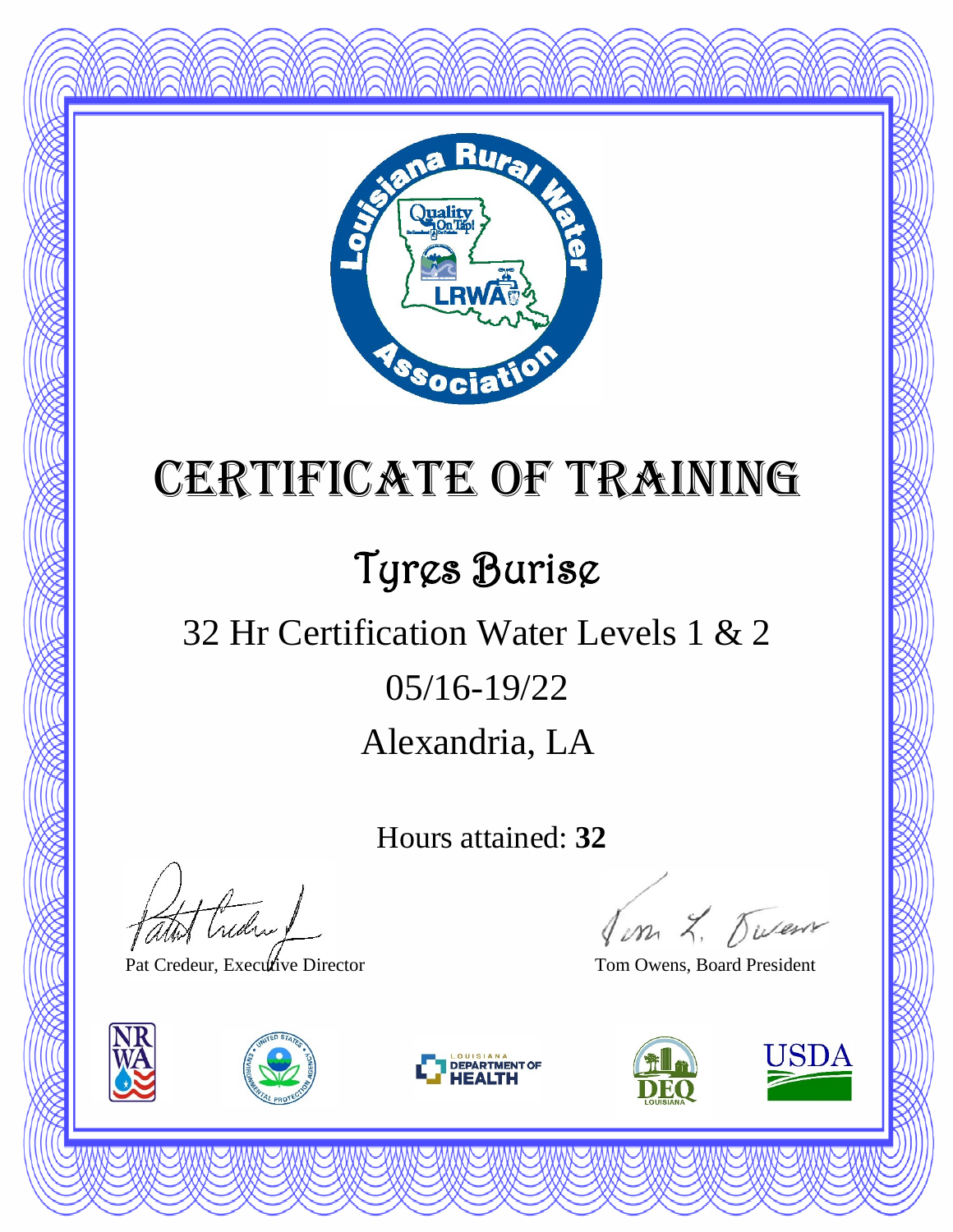# Certificate of Training

## Tyres Burise

32 Hr Certification Water Levels 1 & 2

05/16-19/22

Alexandria, LA

Hours attained: **32**

Pat Credeur, Executive Director

Tom Owens, Board President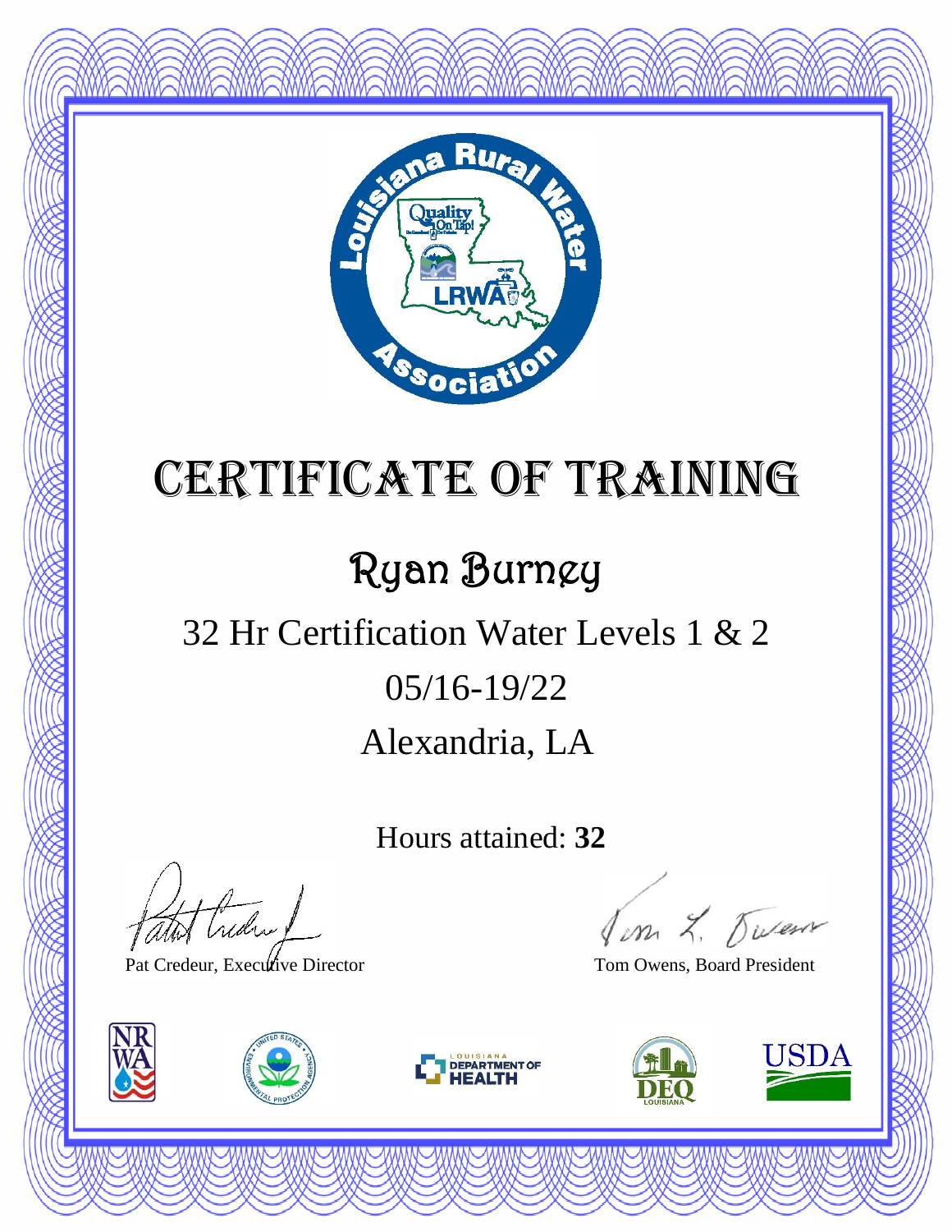# Certificate of Training

## Ryan Burney

32 Hr Certification Water Levels 1 & 2

05/16-19/22

Alexandria, LA

Hours attained: **32**

Pat Credeur, Executive Director

Tom Owens, Board President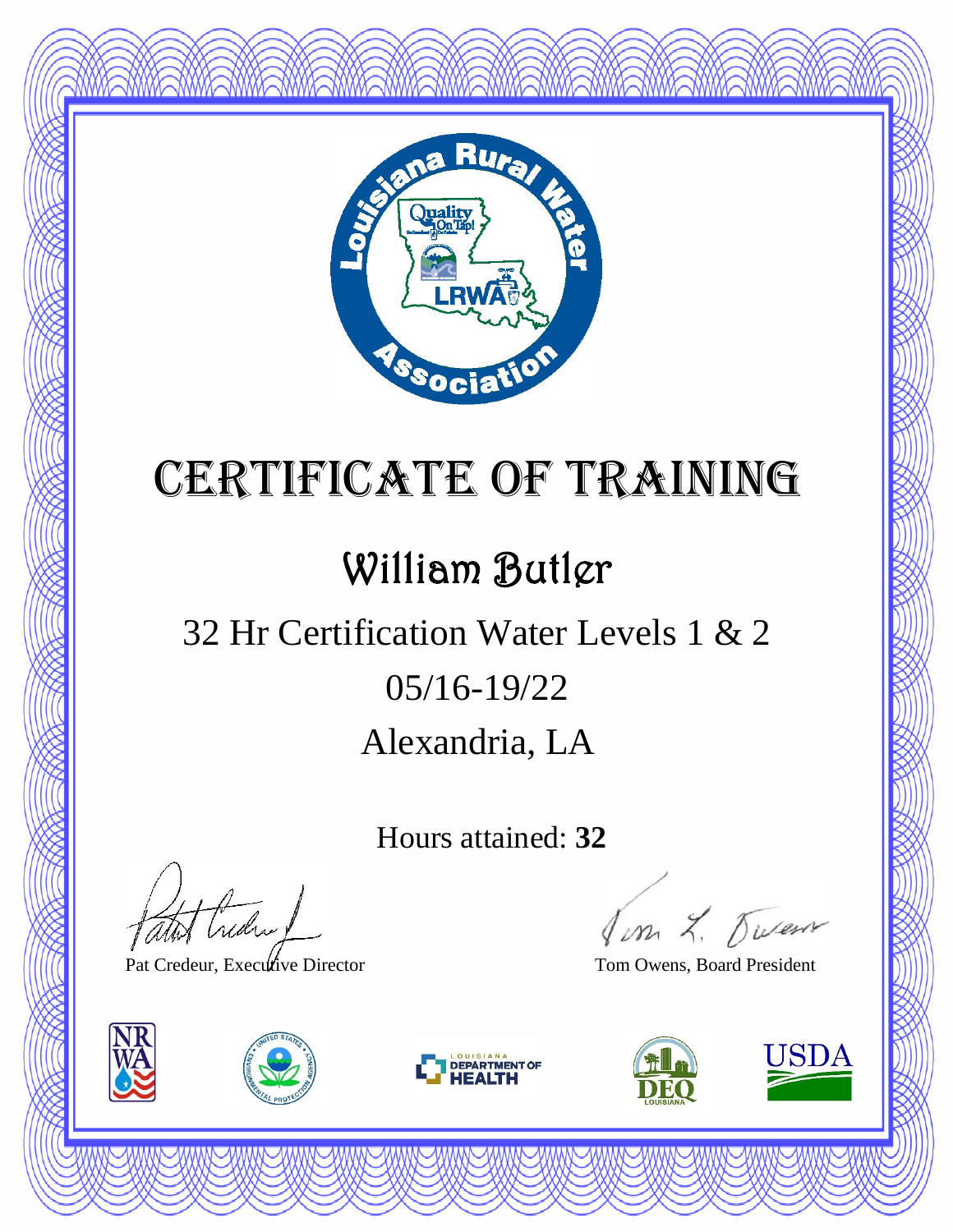# Certificate of Training

## William Butler

32 Hr Certification Water Levels 1 & 2

05/16-19/22

Alexandria, LA

Hours attained: **32**

Pat Credeur, Executive Director

Tom Owens, Board President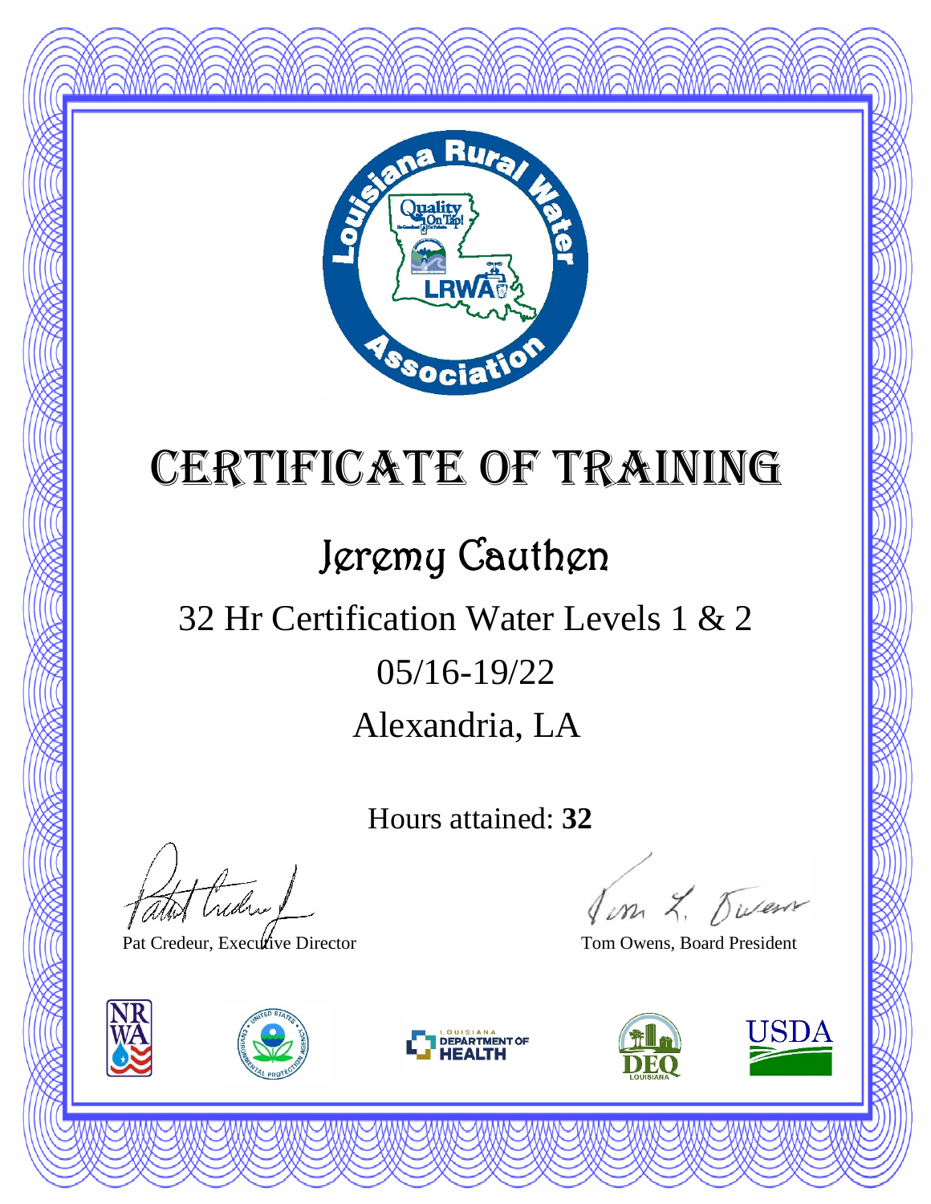# Certificate of Training

## Jeremy Cauthen

32 Hr Certification Water Levels 1 & 2

05/16-19/22

Alexandria, LA

Hours attained: **32**

Pat Credeur, Executive Director

Tom Owens, Board President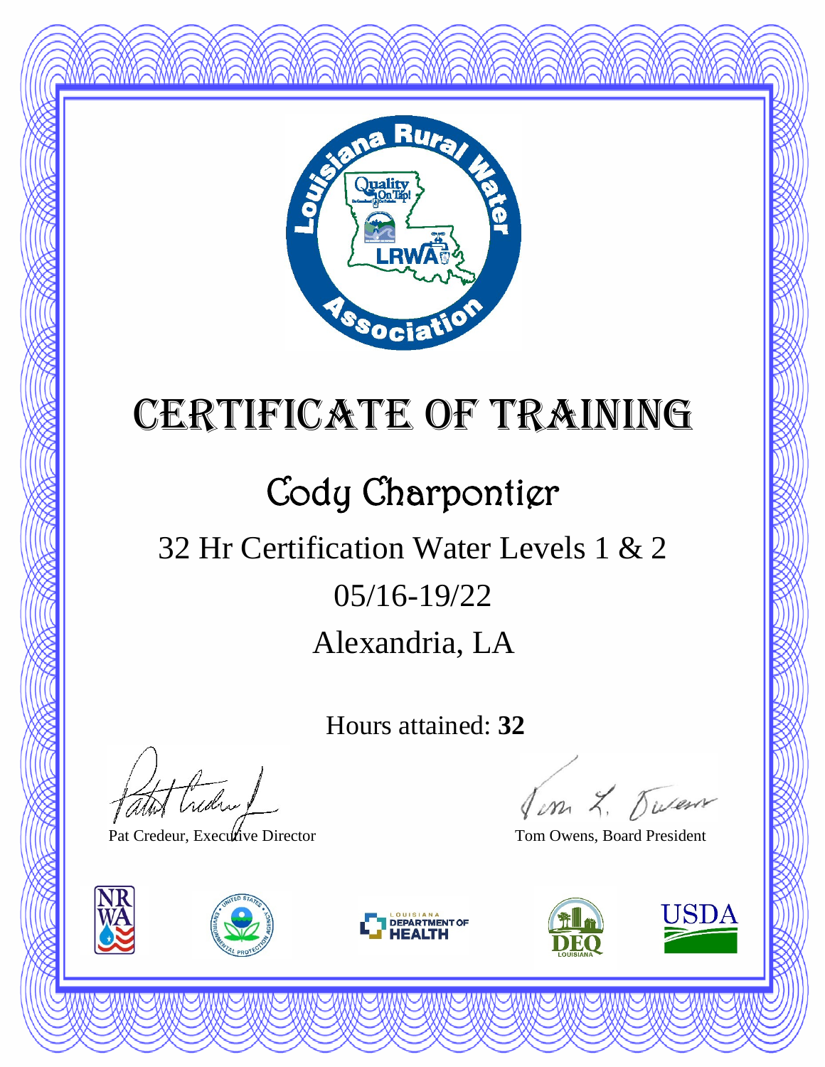# Certificate of Training

## Cody Charpontier

32 Hr Certification Water Levels 1 & 2

05/16-19/22

Alexandria, LA

Hours attained: **32**

Pat Credeur, Executive Director

Tom Owens, Board President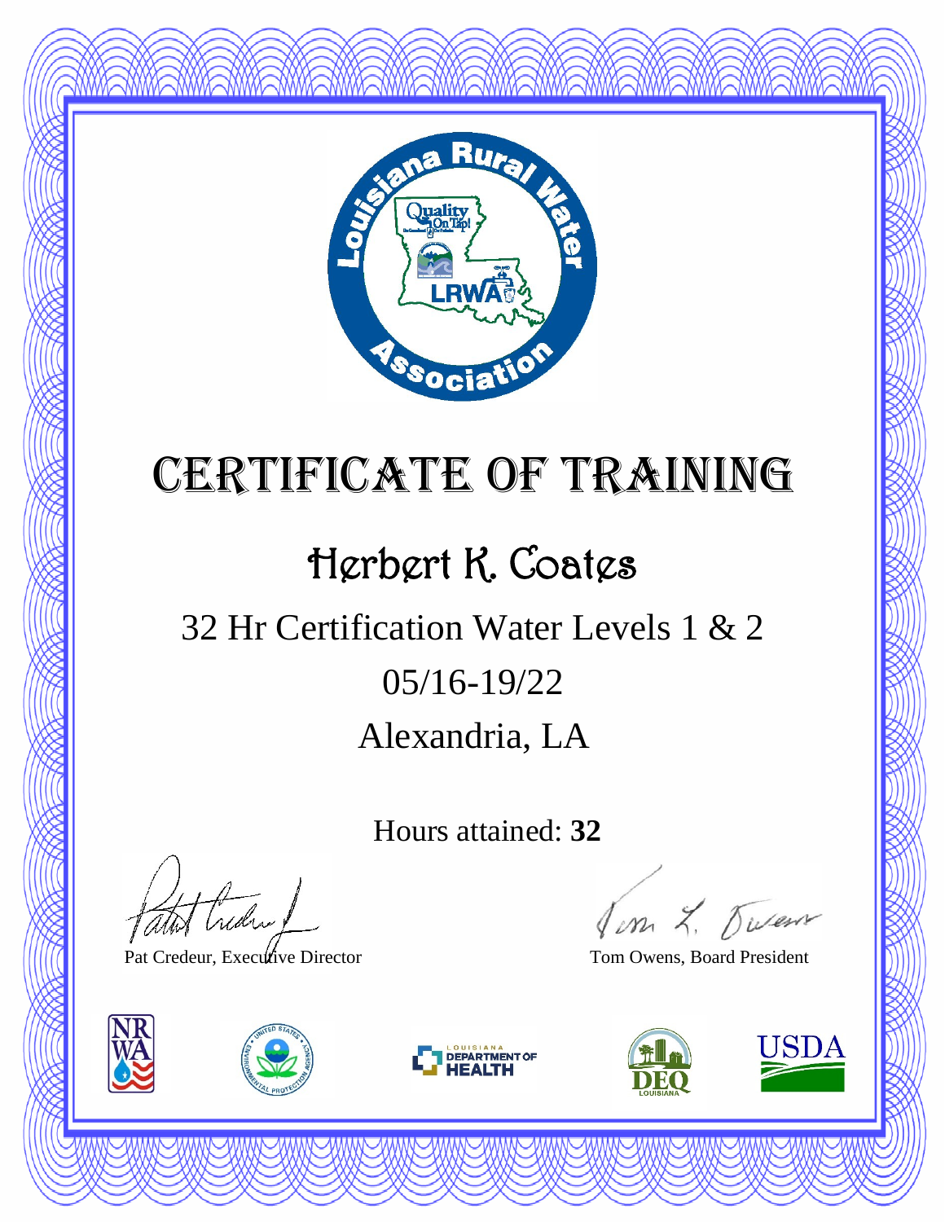# Certificate of Training

## Herbert K. Coates

32 Hr Certification Water Levels 1 & 2

05/16-19/22

Alexandria, LA

Hours attained: **32**

Pat Credeur, Executive Director

Tom Owens, Board President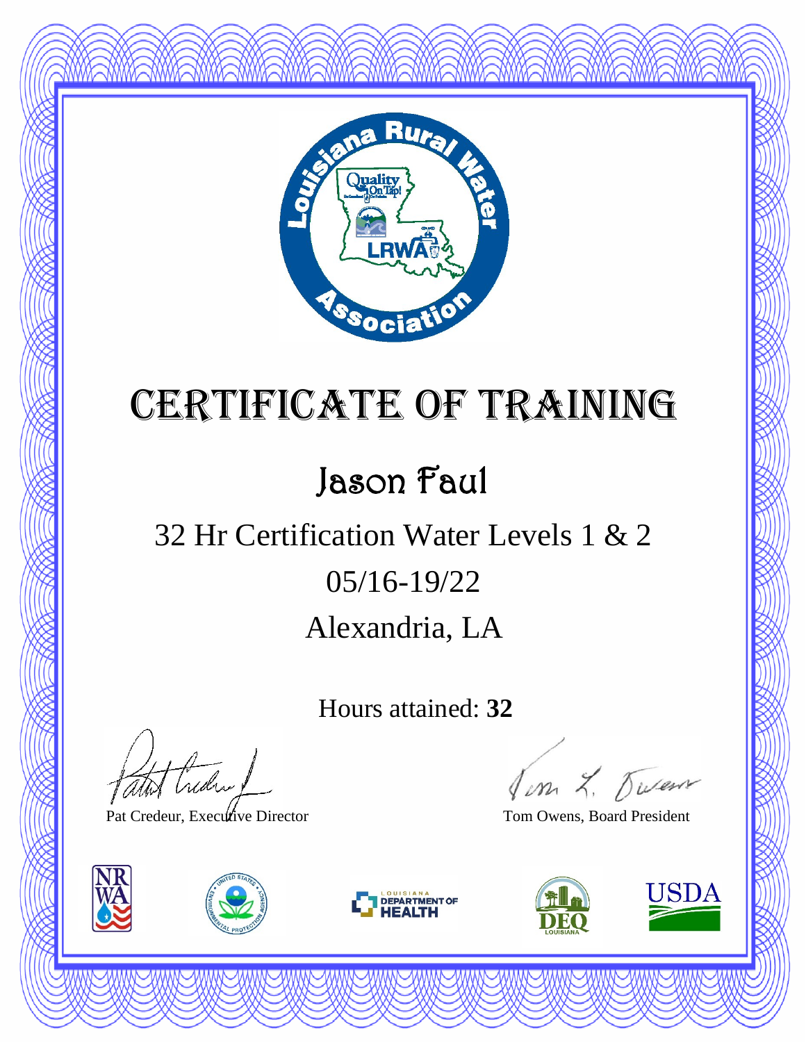# Certificate of Training

## Jason Faul

32 Hr Certification Water Levels 1 & 2

05/16-19/22

Alexandria, LA

Hours attained: **32**

Pat Credeur, Executive Director

Tom Owens, Board President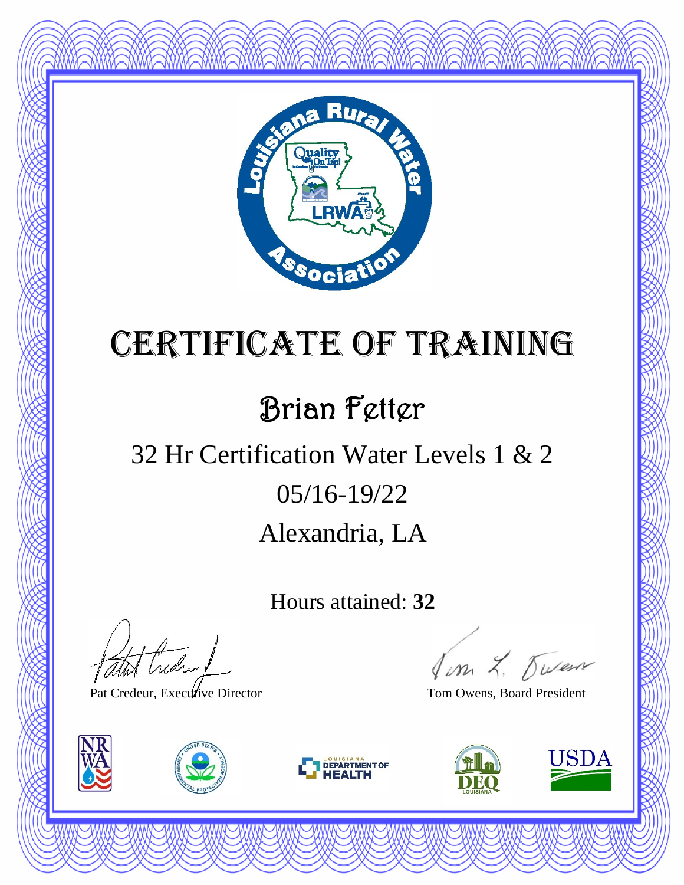# Certificate of Training

## Brian Fetter

32 Hr Certification Water Levels 1 & 2

05/16-19/22

Alexandria, LA

Hours attained: **32**

Pat Credeur, Executive Director

Tom Owens, Board President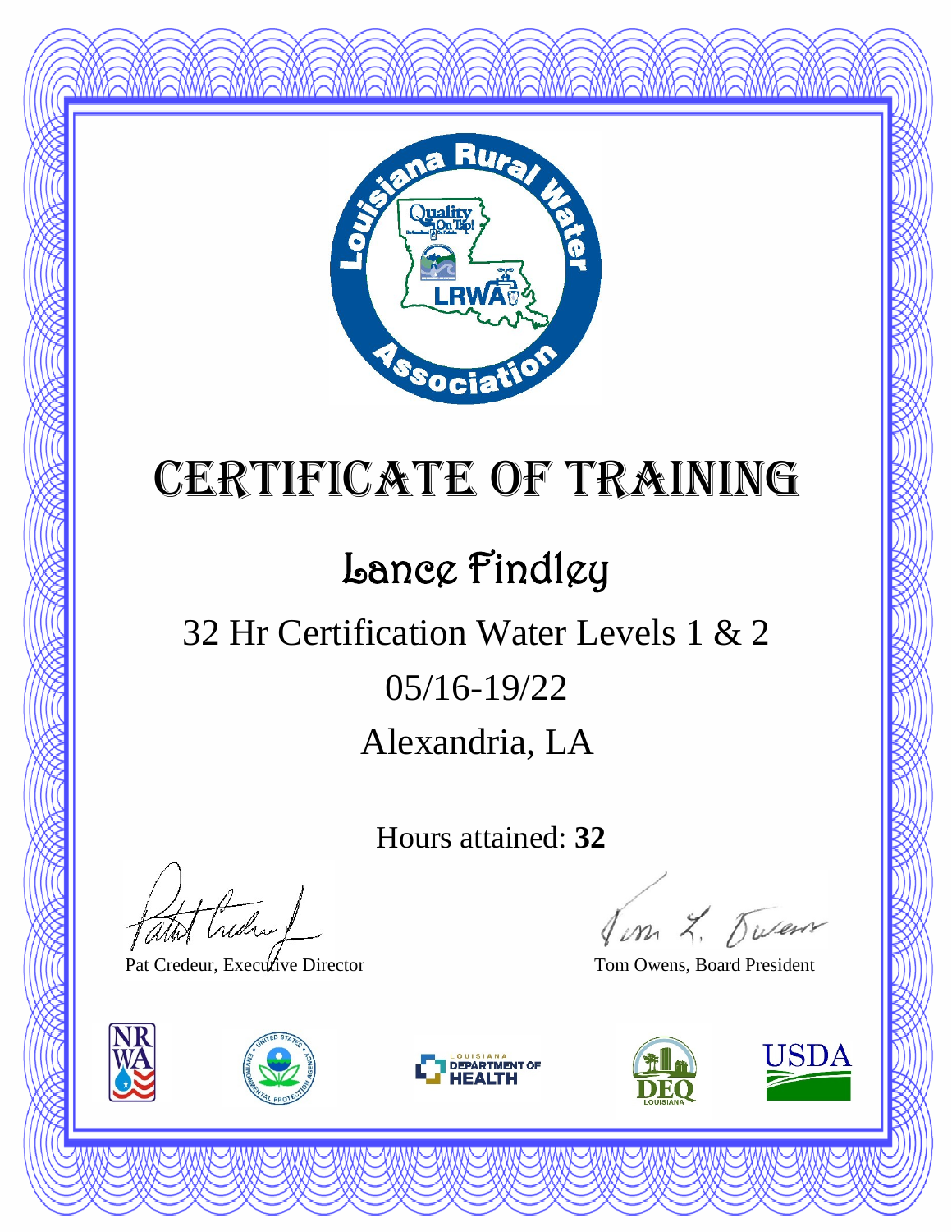# Certificate of Training

## Lance Findley

32 Hr Certification Water Levels 1 & 2

05/16-19/22

Alexandria, LA

Hours attained: **32**

Pat Credeur, Executive Director

Tom Owens, Board President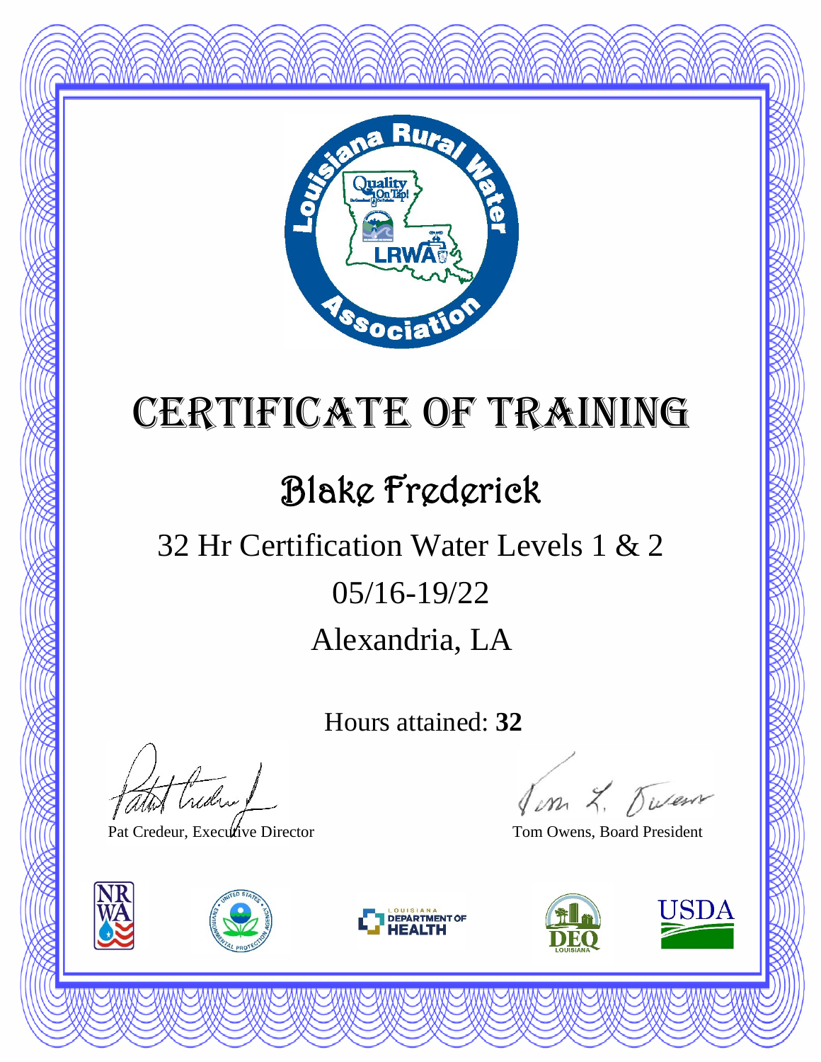# Certificate of Training

## Blake Frederick

32 Hr Certification Water Levels 1 & 2

05/16-19/22

Alexandria, LA

Hours attained: **32**

Pat Credeur, Executive Director

Tom Owens, Board President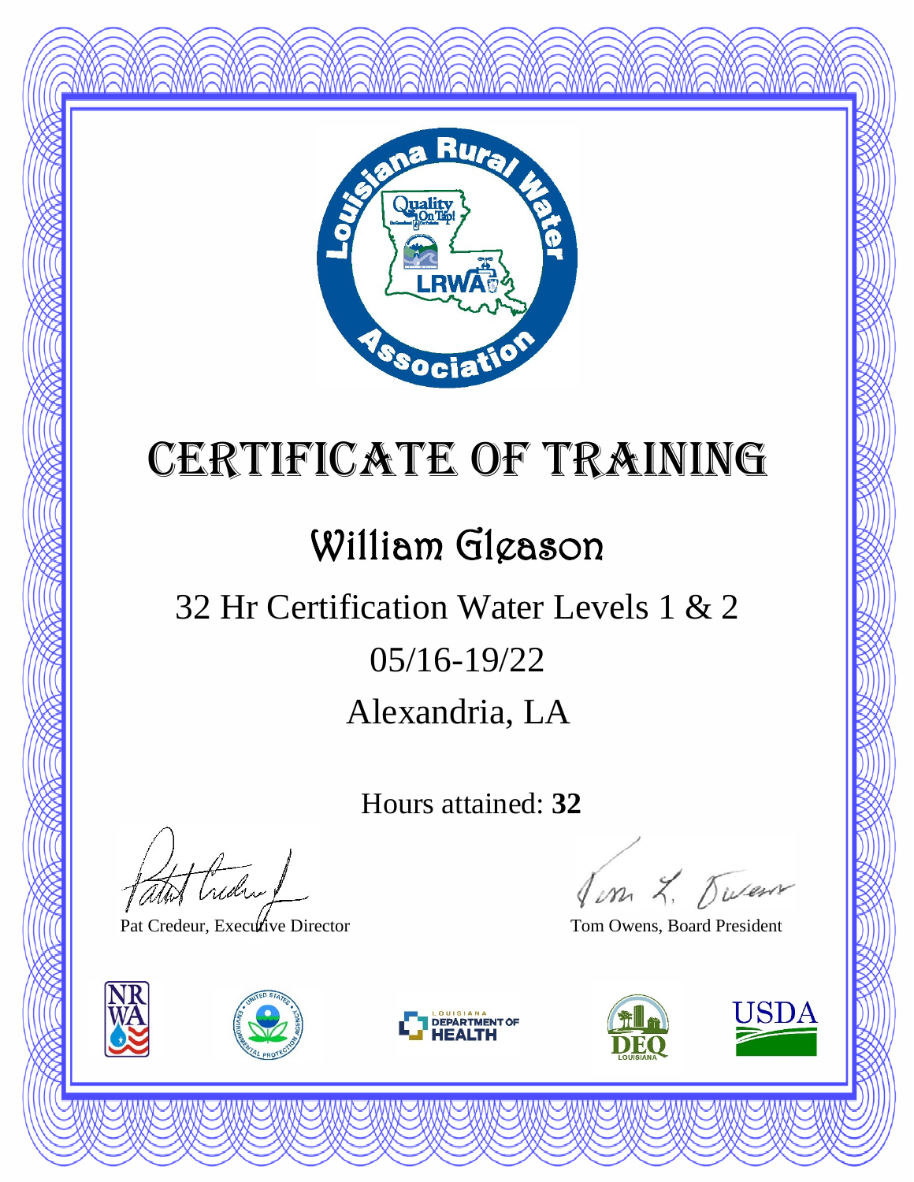# Certificate of Training

## William Gleason

32 Hr Certification Water Levels 1 & 2

05/16-19/22

Alexandria, LA

Hours attained: **32**

Pat Credeur, Executive Director

Tom Owens, Board President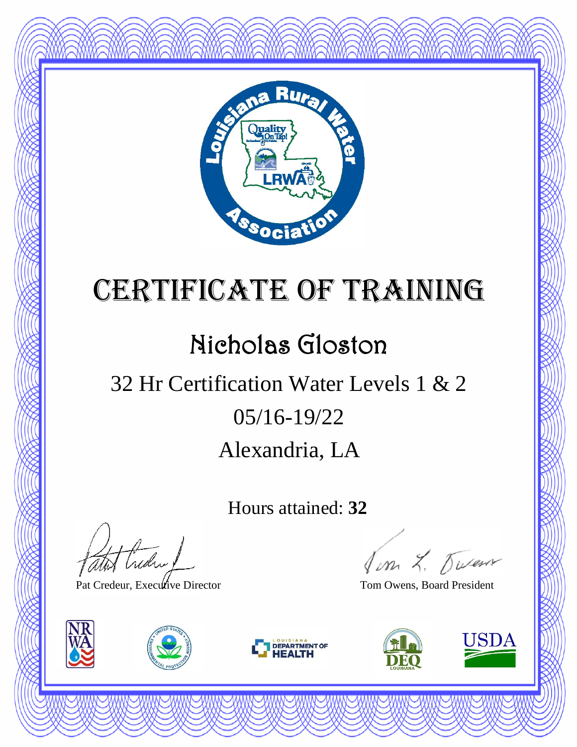# Certificate of Training

## Nicholas Gloston

32 Hr Certification Water Levels 1 & 2

05/16-19/22

Alexandria, LA

Hours attained: **32**

Pat Credeur, Executive Director

Tom Owens, Board President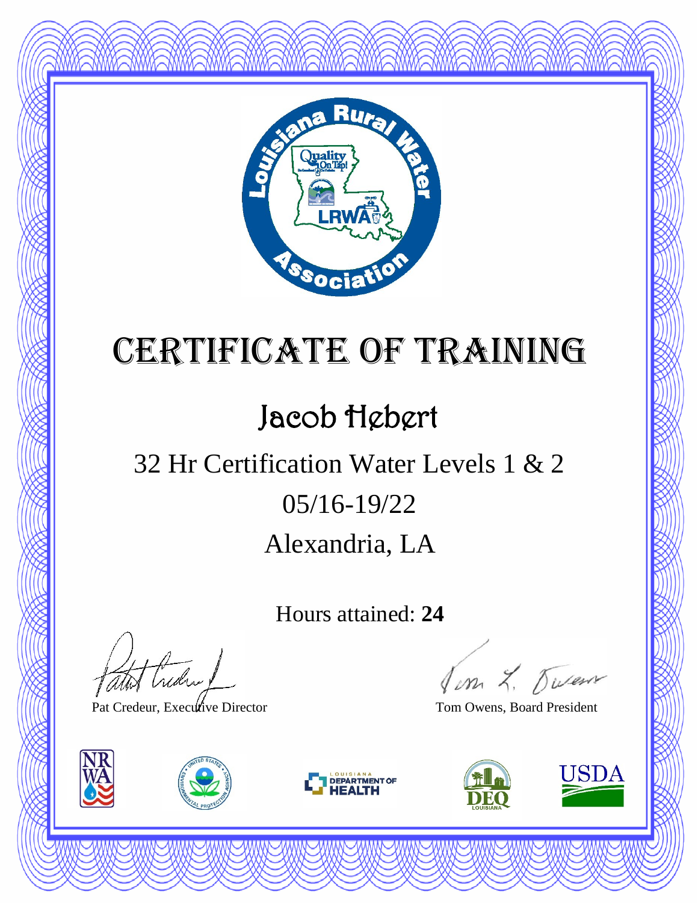# Certificate of Training

## Jacob Hebert

32 Hr Certification Water Levels 1 & 2

05/16-19/22

Alexandria, LA

Hours attained: **24**

Pat Credeur, Executive Director

Tom Owens, Board President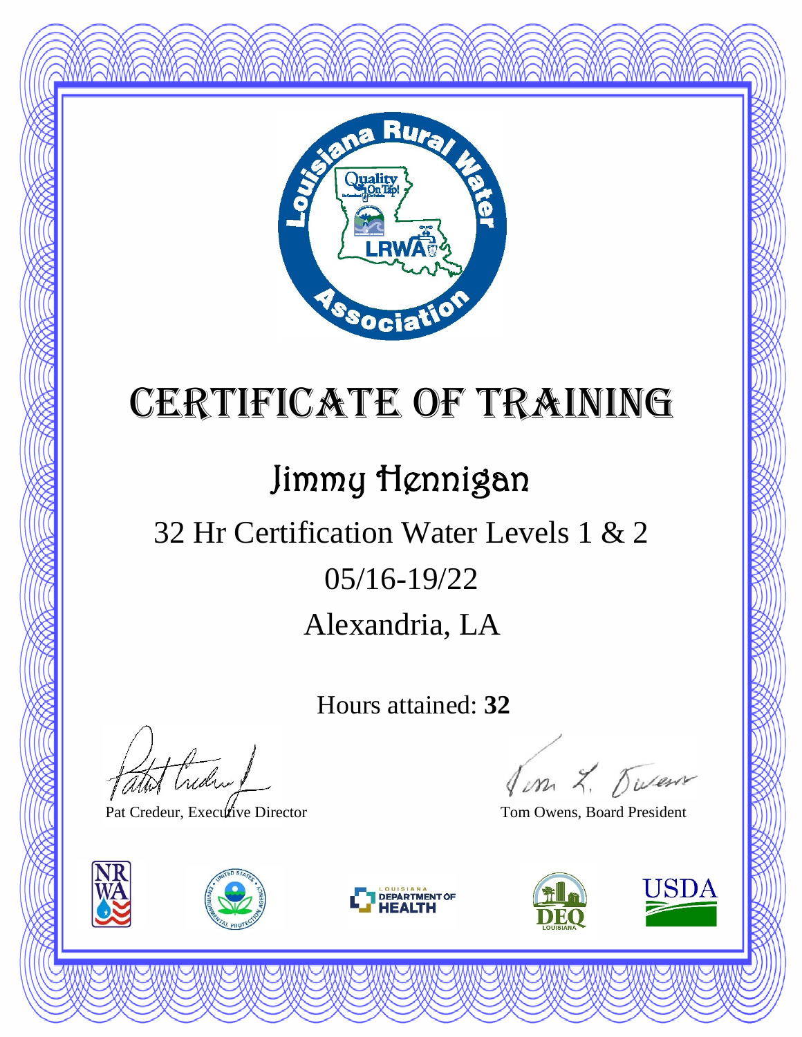# Certificate of Training

## Jimmy Hennigan

32 Hr Certification Water Levels 1 & 2

05/16-19/22

Alexandria, LA

Hours attained: **32**

Pat Credeur, Executive Director

Tom Owens, Board President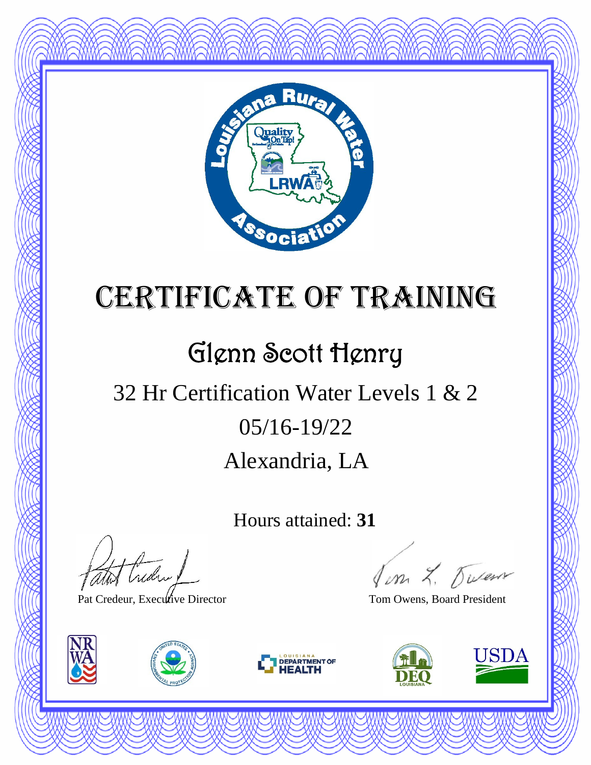# Certificate of Training

## Glenn Scott Henry

32 Hr Certification Water Levels 1 & 2

05/16-19/22

Alexandria, LA

Hours attained: **31**

Pat Credeur, Executive Director

Tom Owens, Board President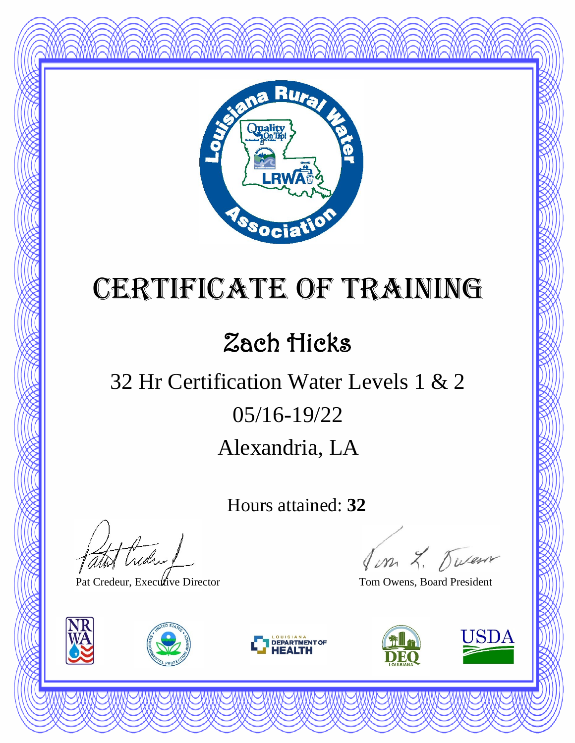# Certificate of Training

## Zach Hicks

32 Hr Certification Water Levels 1 & 2

05/16-19/22

Alexandria, LA

Hours attained: **32**

Pat Credeur, Executive Director

Tom Owens, Board President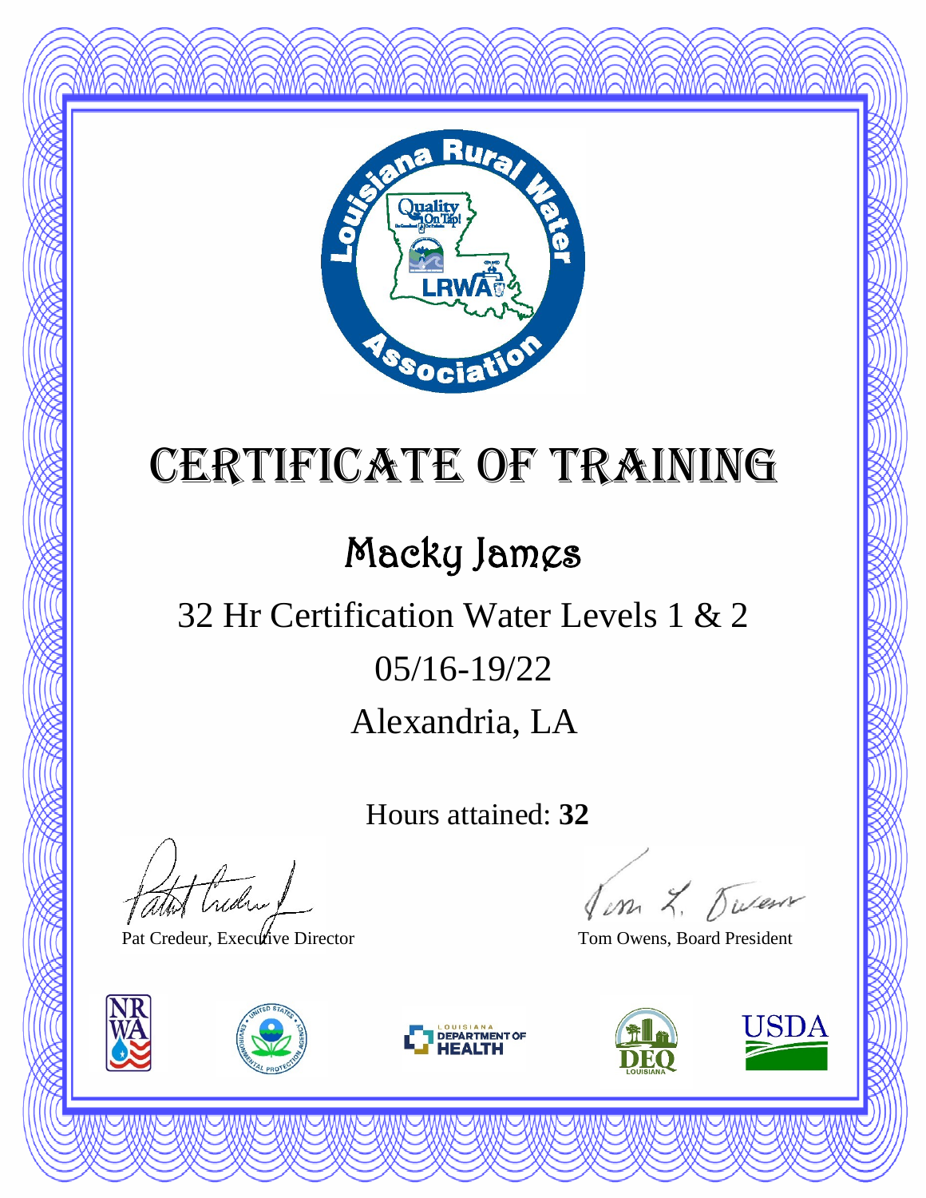# CERTIFICATE OF TRAINING

## Macky James

32 Hr Certification Water Levels 1 & 2

05/16-19/22

Alexandria, LA

Hours attained: **32**

Pat Credeur, Executive Director

Tom Owens, Board President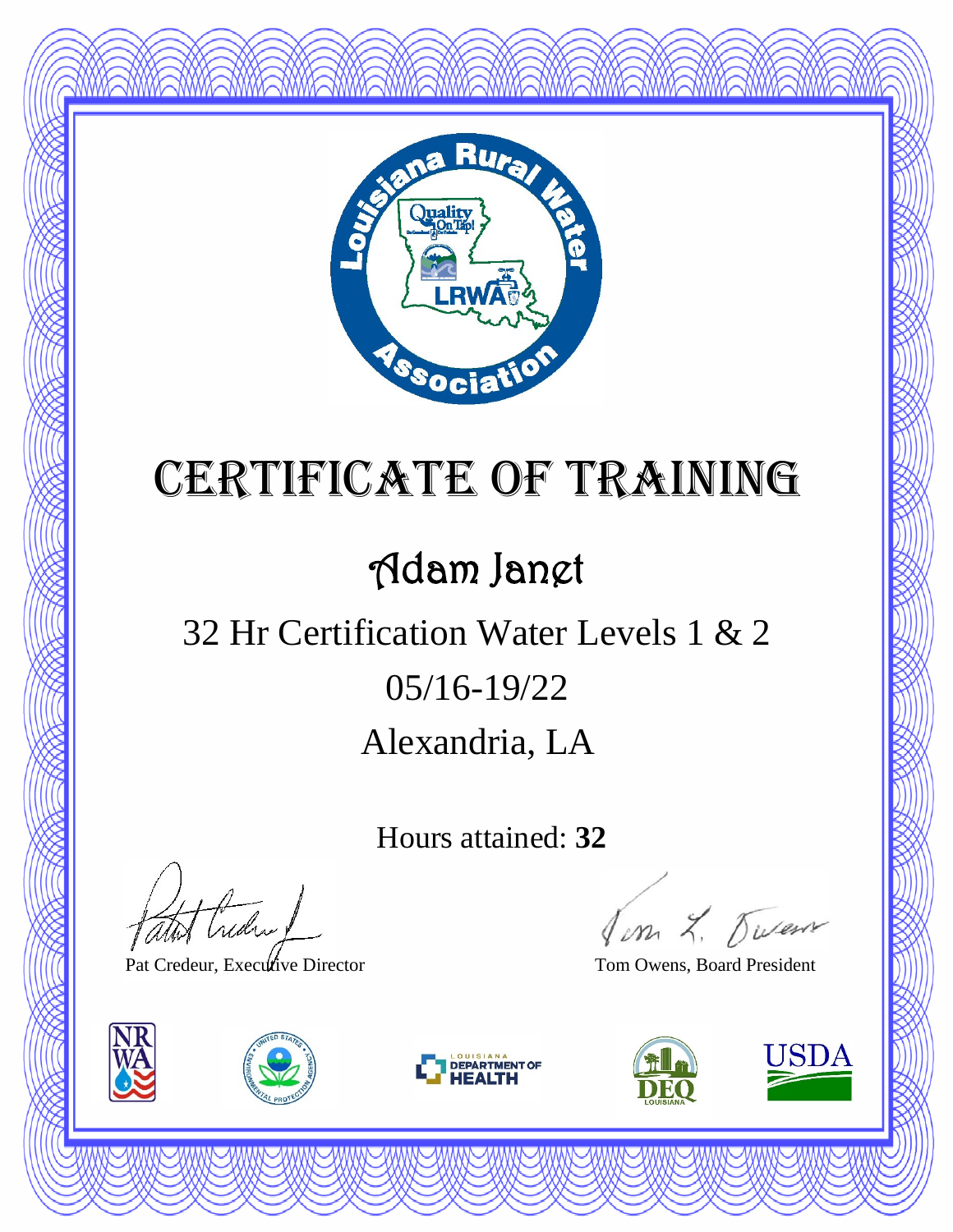# Certificate of Training

## Adam Janet

32 Hr Certification Water Levels 1 & 2

05/16-19/22

Alexandria, LA

Hours attained: **32**

Pat Credeur, Executive Director

Tom Owens, Board President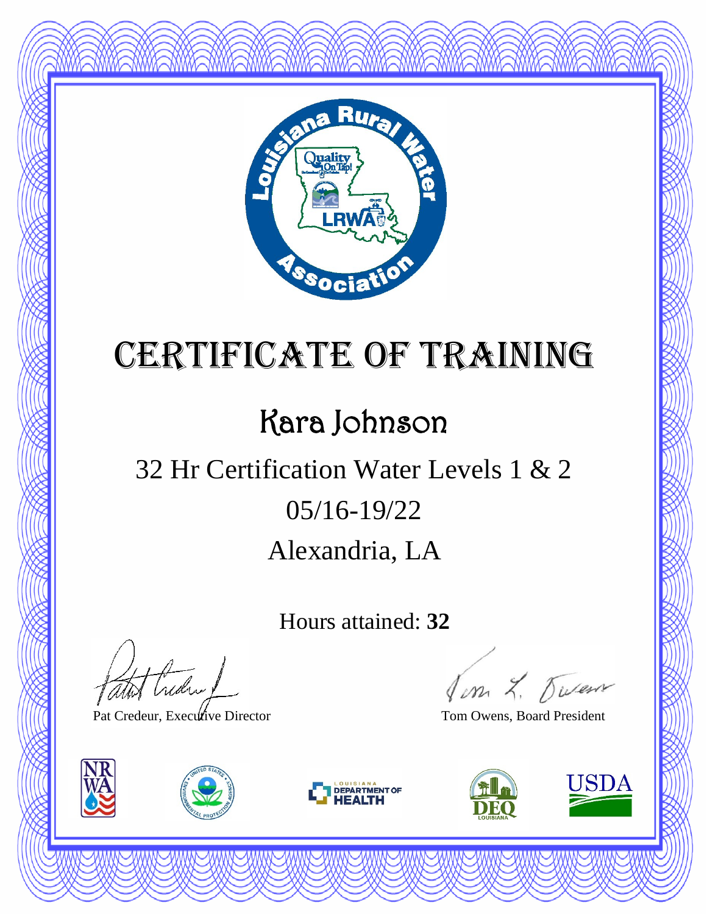# Certificate of Training

## Kara Johnson

32 Hr Certification Water Levels 1 & 2

05/16-19/22

Alexandria, LA

Hours attained: **32**

Pat Credeur, Executive Director

Tom Owens, Board President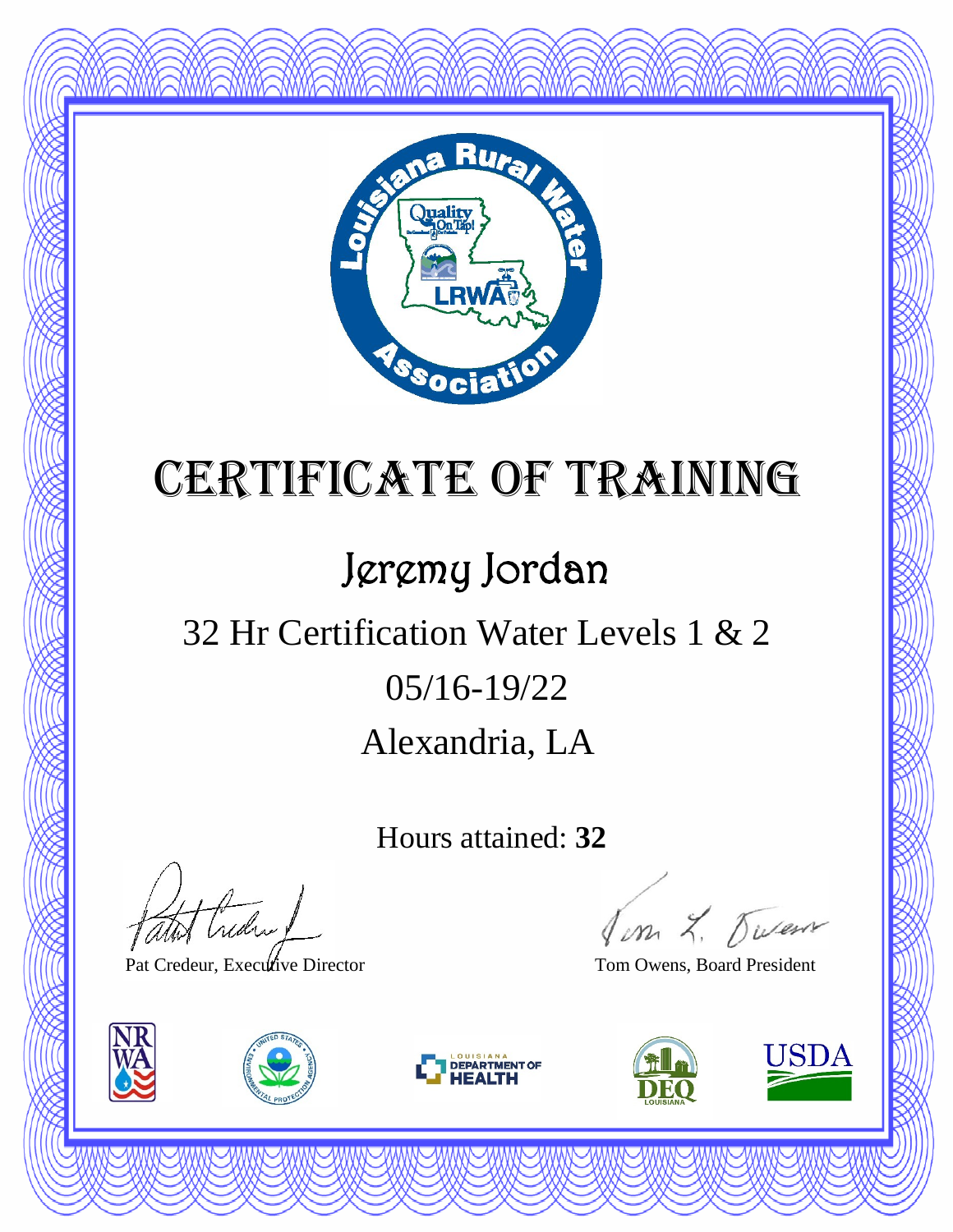# Certificate of Training

## Jeremy Jordan

32 Hr Certification Water Levels 1 & 2

05/16-19/22

Alexandria, LA

Hours attained: **32**

Pat Credeur, Executive Director

Tom Owens, Board President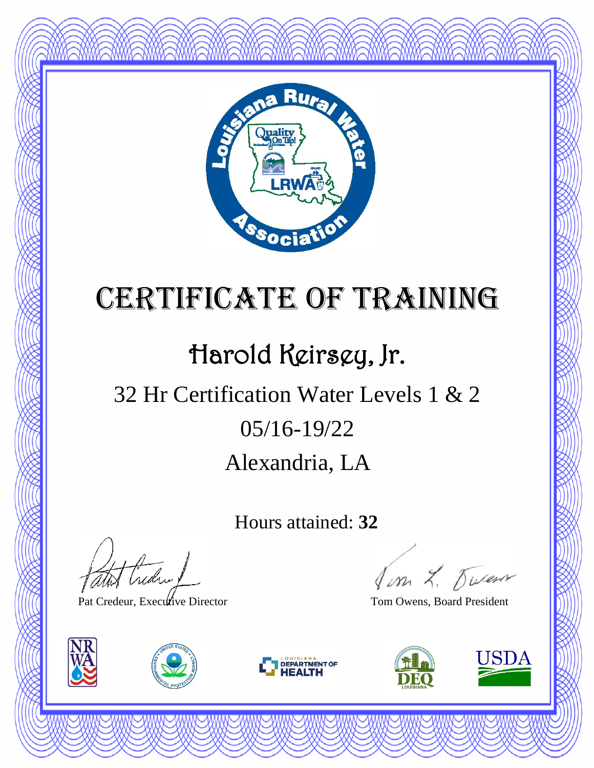# Certificate of Training

## Harold Keirsey, Jr.

32 Hr Certification Water Levels 1 & 2

05/16-19/22

Alexandria, LA

Hours attained: **32**

Pat Credeur, Executive Director

Tom Owens, Board President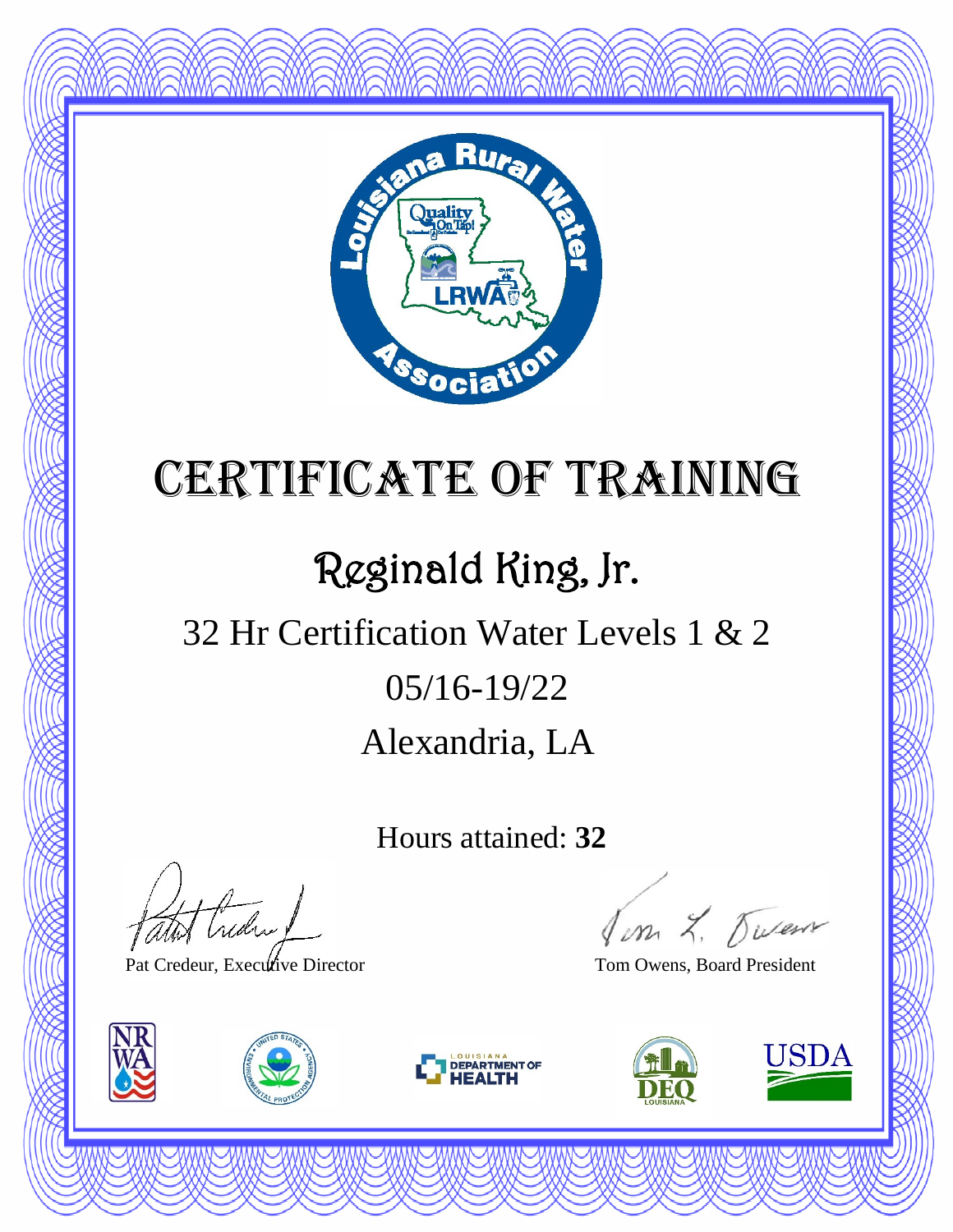# Certificate of Training

## Reginald King, Jr.

32 Hr Certification Water Levels 1 & 2

05/16-19/22

Alexandria, LA

Hours attained: **32**

Pat Credeur, Executive Director

Tom Owens, Board President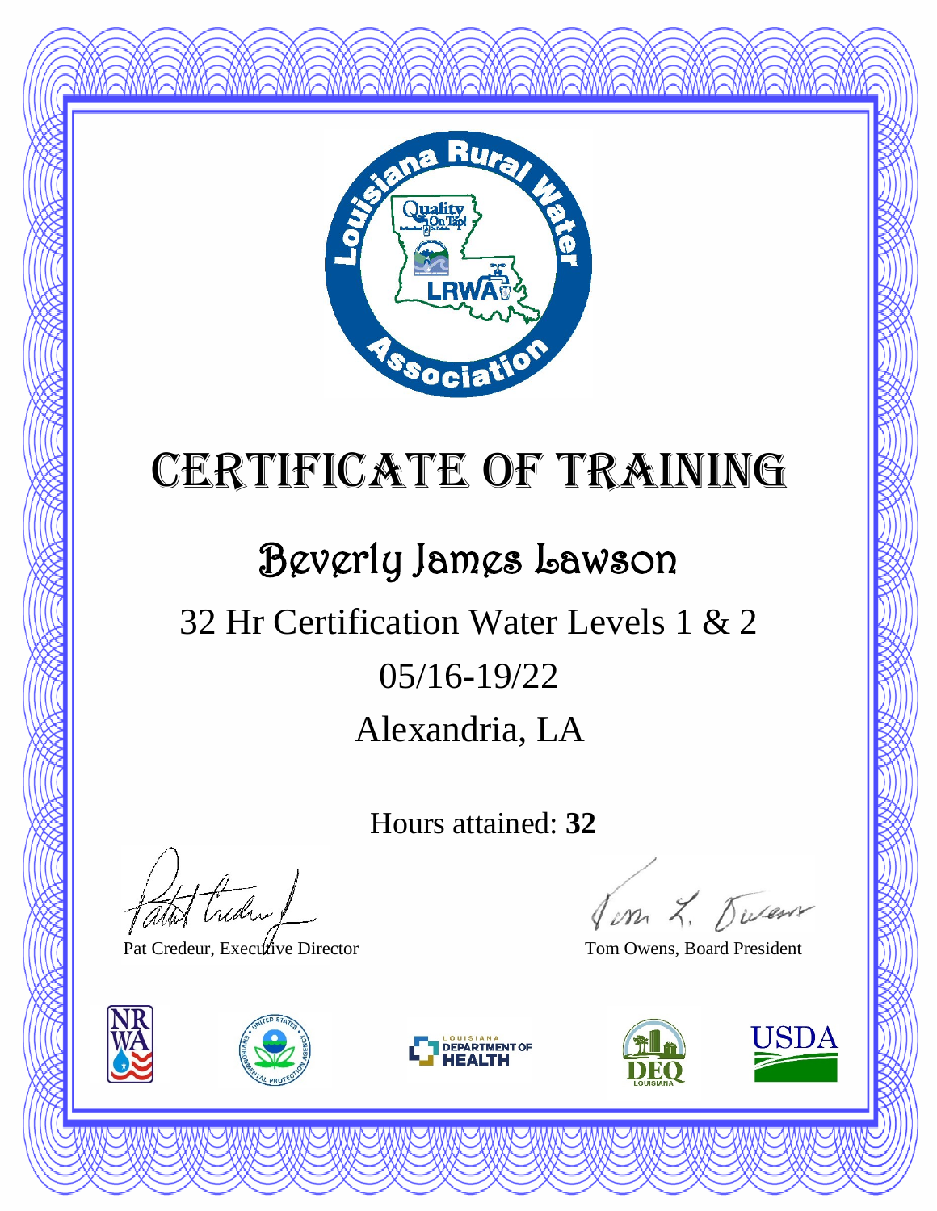# Certificate of Training

## Beverly James Lawson

32 Hr Certification Water Levels 1 & 2

05/16-19/22

Alexandria, LA

Hours attained: **32**

Pat Credeur, Executive Director

Tom Owens, Board President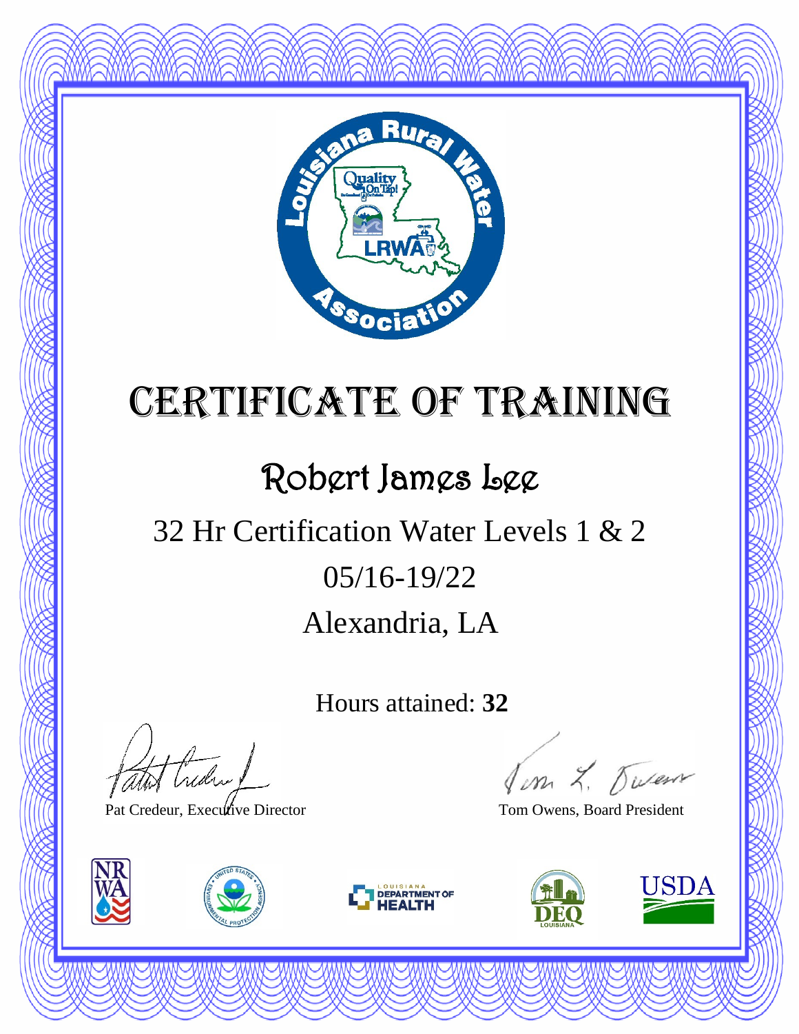# Certificate of Training

## Robert James Lee

32 Hr Certification Water Levels 1 & 2

05/16-19/22

Alexandria, LA

Hours attained: **32**

Pat Credeur, Executive Director

Tom Owens, Board President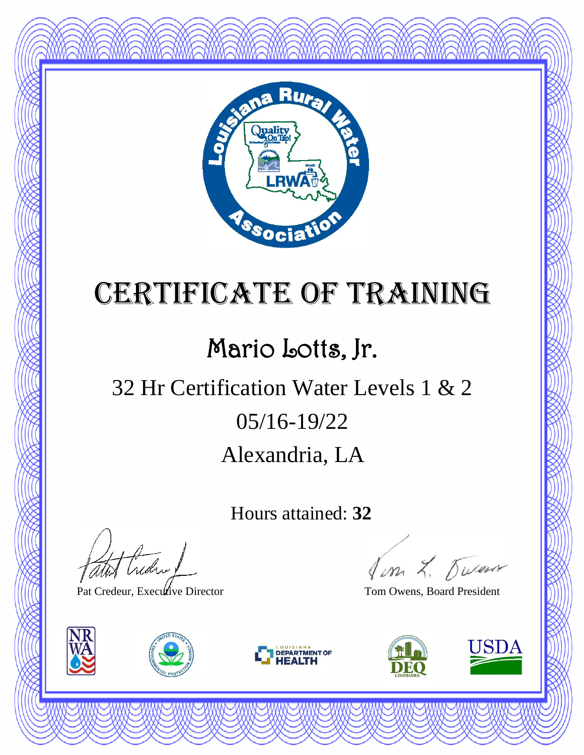# Certificate of Training

## Mario Lotts, Jr.

32 Hr Certification Water Levels 1 & 2

05/16-19/22

Alexandria, LA

Hours attained: **32**

Pat Credeur, Executive Director

Tom Owens, Board President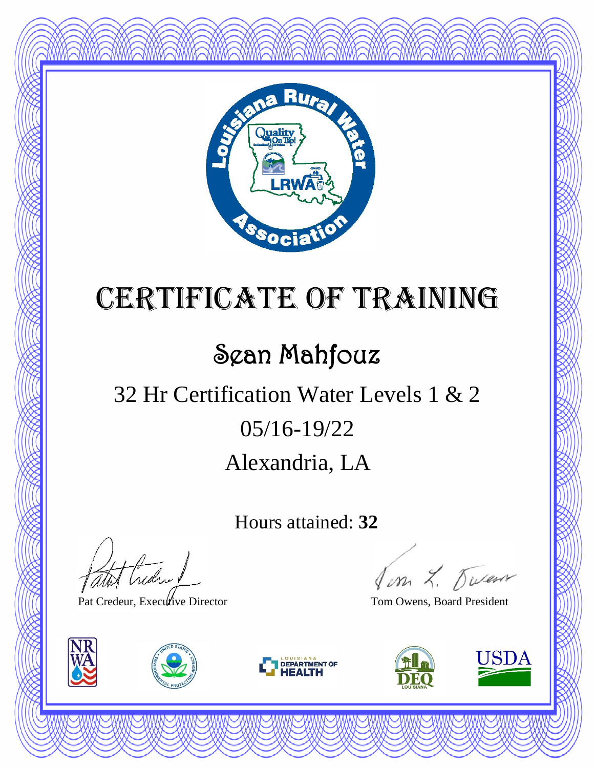# Certificate of Training

## Sean Mahfouz

32 Hr Certification Water Levels 1 & 2

05/16-19/22

Alexandria, LA

Hours attained: **32**

Pat Credeur, Executive Director

Tom Owens, Board President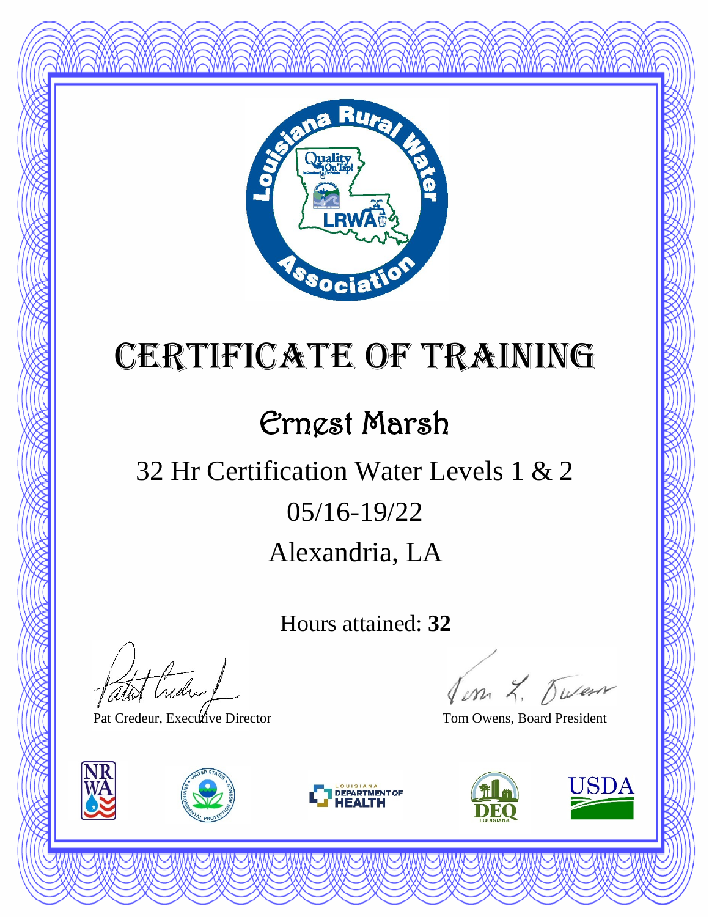# Certificate of Training

## Ernest Marsh

32 Hr Certification Water Levels 1 & 2

05/16-19/22

Alexandria, LA

Hours attained: **32**

Pat Credeur, Executive Director

Tom Owens, Board President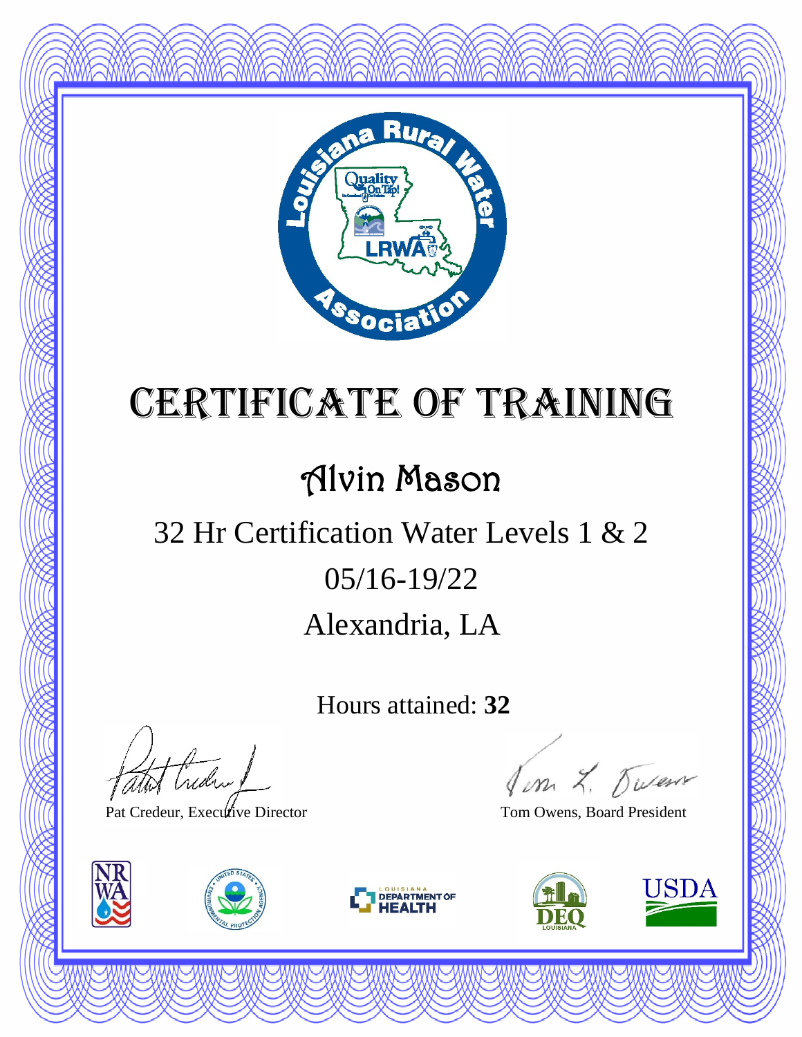# Certificate of Training

## Alvin Mason

32 Hr Certification Water Levels 1 & 2

05/16-19/22

Alexandria, LA

Hours attained: **32**

Pat Credeur, Executive Director

Tom Owens, Board President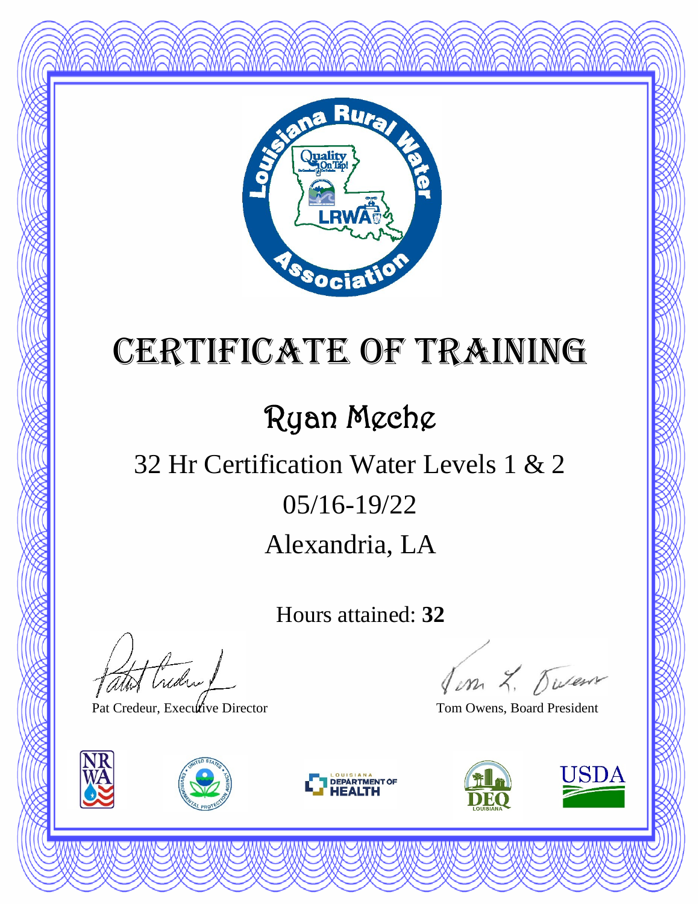# Certificate of Training

## Ryan Meche

32 Hr Certification Water Levels 1 & 2

05/16-19/22

Alexandria, LA

Hours attained: **32**

Pat Credeur, Executive Director

Tom Owens, Board President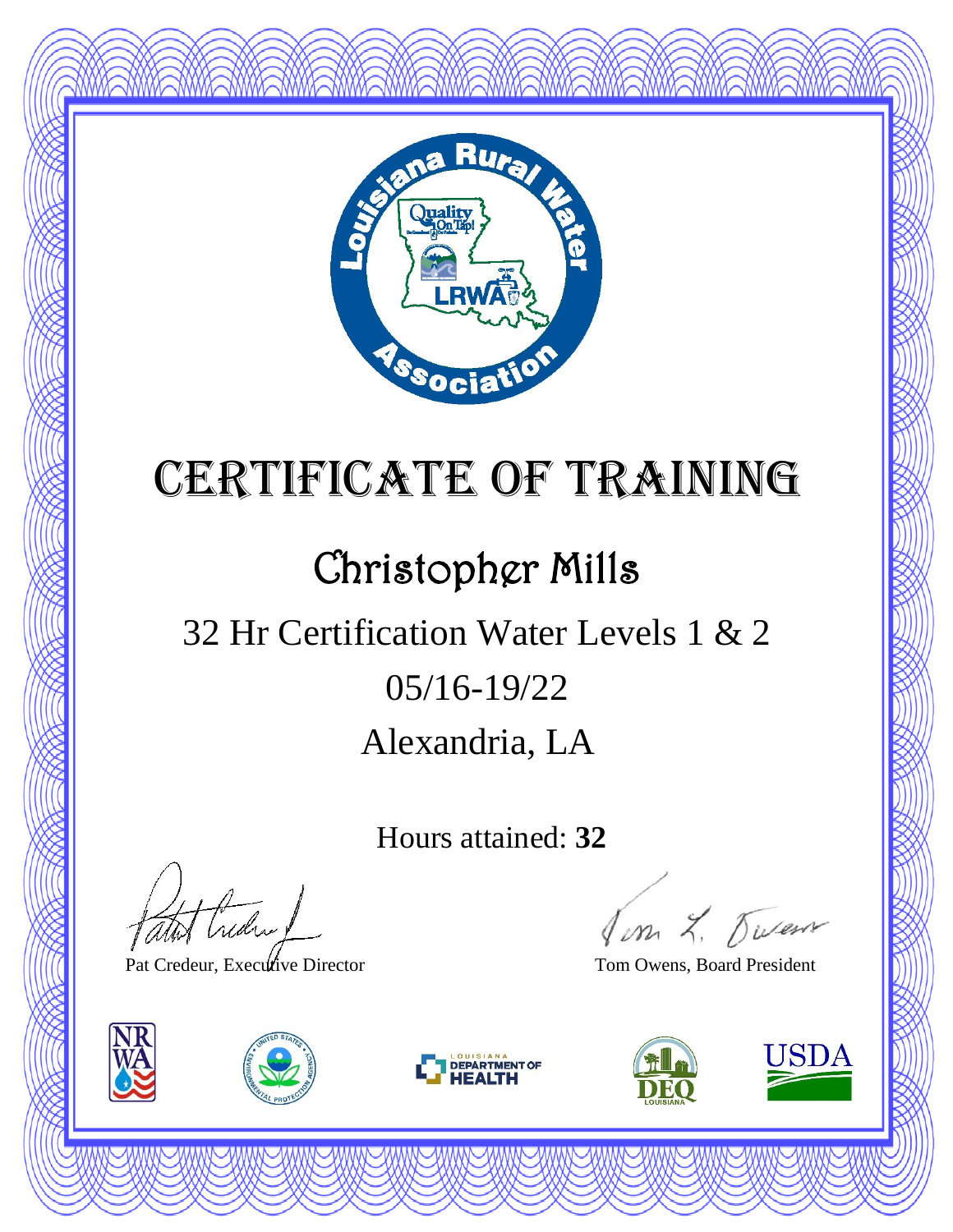# Certificate of Training

## Christopher Mills

32 Hr Certification Water Levels 1 & 2

05/16-19/22

Alexandria, LA

Hours attained: **32**

Pat Credeur, Executive Director

Tom Owens, Board President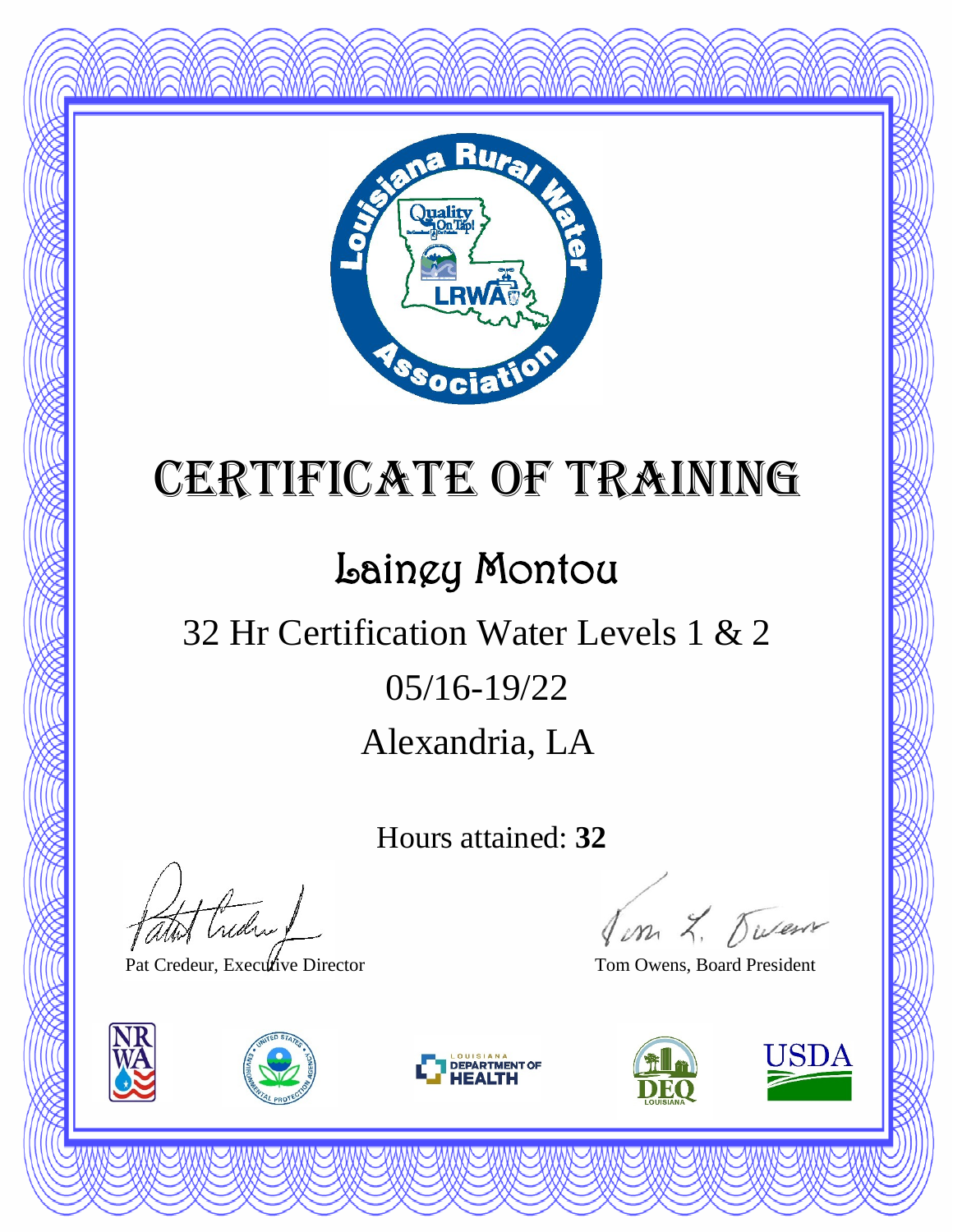# Certificate of Training

## Lainey Montou

32 Hr Certification Water Levels 1 & 2

05/16-19/22

Alexandria, LA

Hours attained: **32**

Pat Credeur, Executive Director

Tom Owens, Board President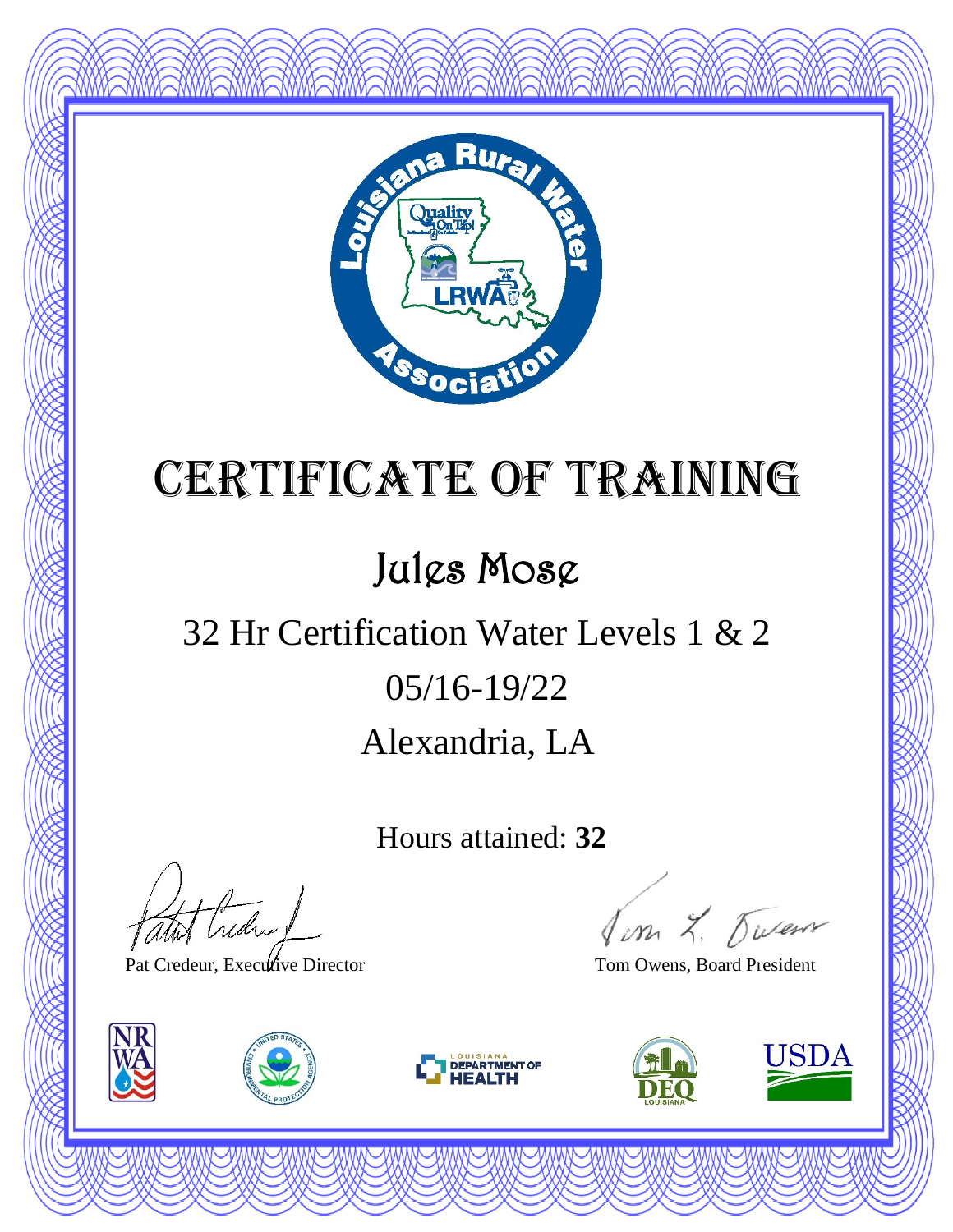# Certificate of Training

## Jules Mose

32 Hr Certification Water Levels 1 & 2

05/16-19/22

Alexandria, LA

Hours attained: **32**

Pat Credeur, Executive Director

Tom Owens, Board President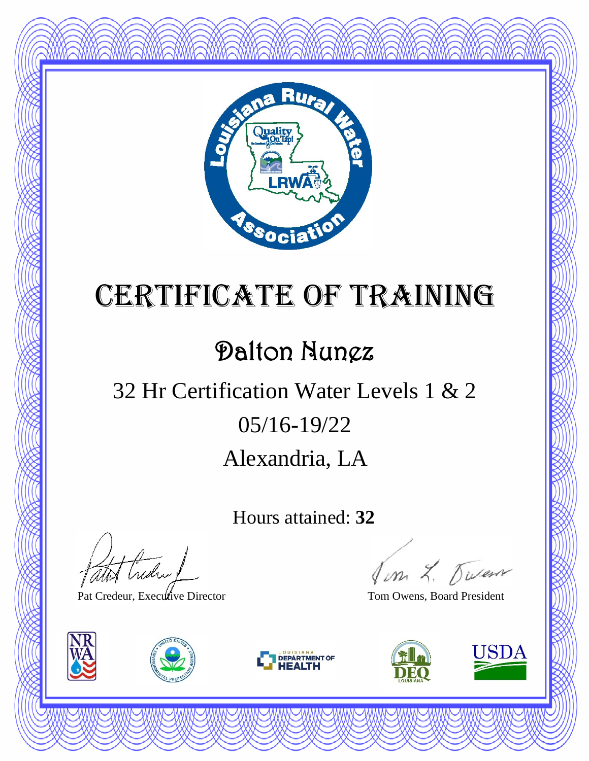# Certificate of Training

## Dalton Nunez

32 Hr Certification Water Levels 1 & 2

05/16-19/22

Alexandria, LA

Hours attained: **32**

Pat Credeur, Executive Director

Tom Owens, Board President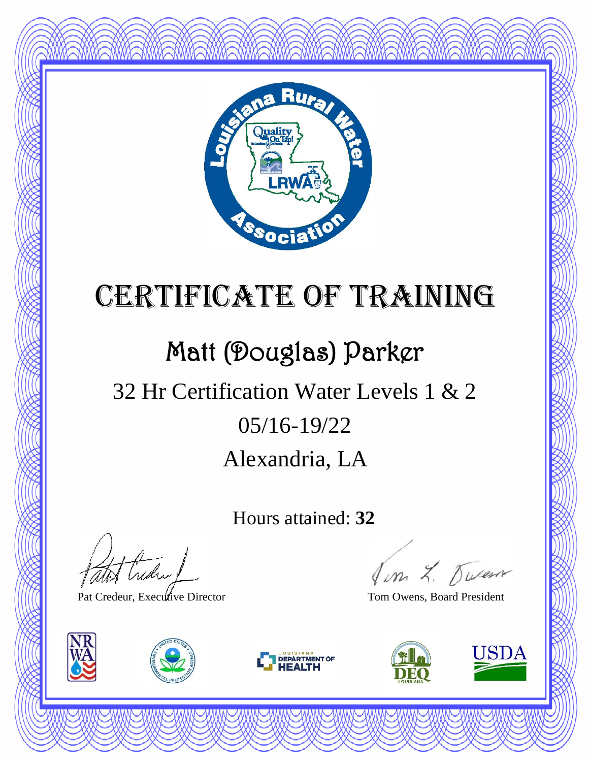# Certificate of Training

## Matt (Douglas) Parker

32 Hr Certification Water Levels 1 & 2

05/16-19/22

Alexandria, LA

Hours attained: **32**

Pat Credeur, Executive Director

Tom Owens, Board President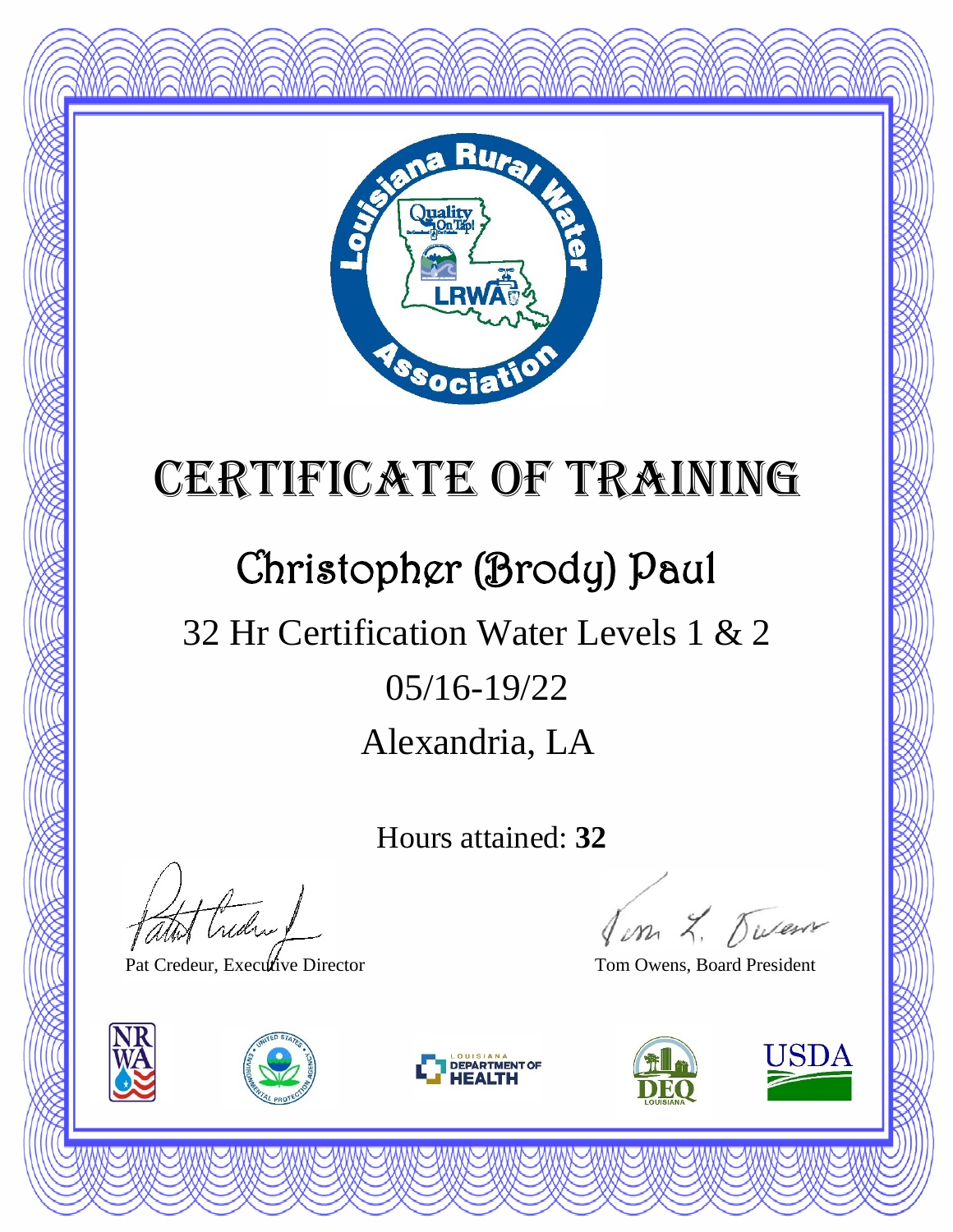# Certificate of Training

## Christopher (Brody) Paul

32 Hr Certification Water Levels 1 & 2

05/16-19/22

Alexandria, LA

Hours attained: **32**

Pat Credeur, Executive Director

Tom Owens, Board President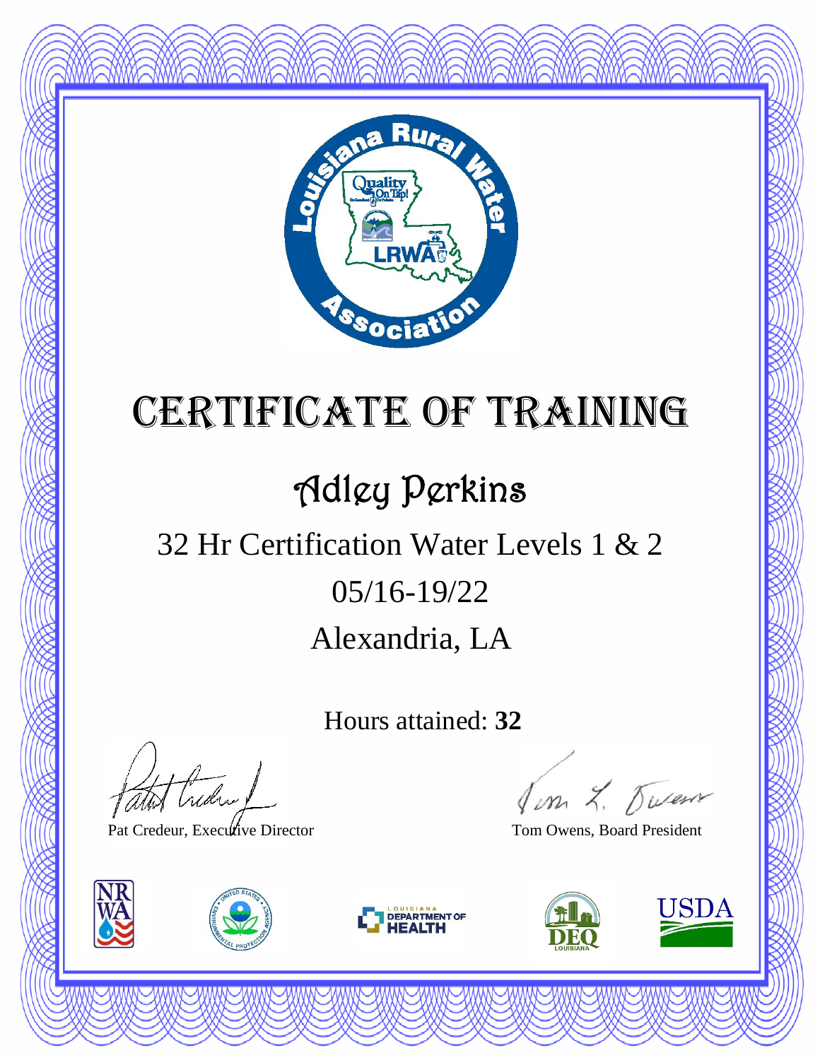# Certificate of Training

## Adley Perkins

32 Hr Certification Water Levels 1 & 2

05/16-19/22

Alexandria, LA

Hours attained: **32**

Pat Credeur, Executive Director

Tom Owens, Board President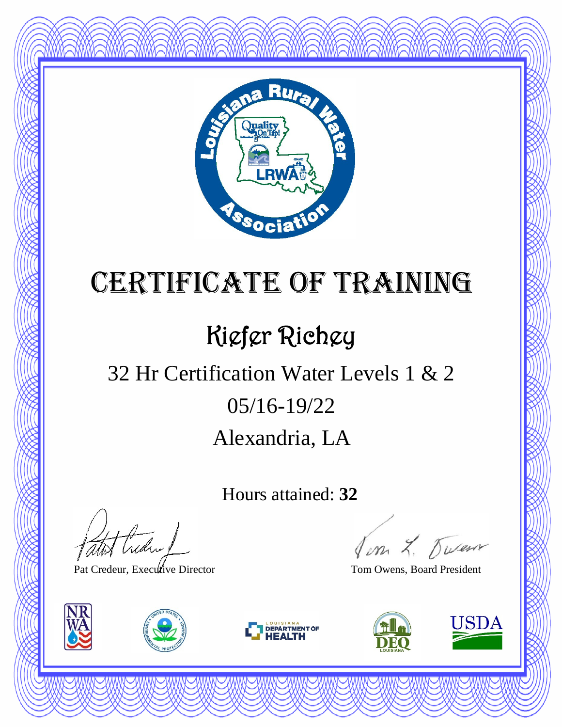# Certificate of Training

## Kiefer Richey

32 Hr Certification Water Levels 1 & 2

05/16-19/22

Alexandria, LA

Hours attained: **32**

Pat Credeur, Executive Director

Tom Owens, Board President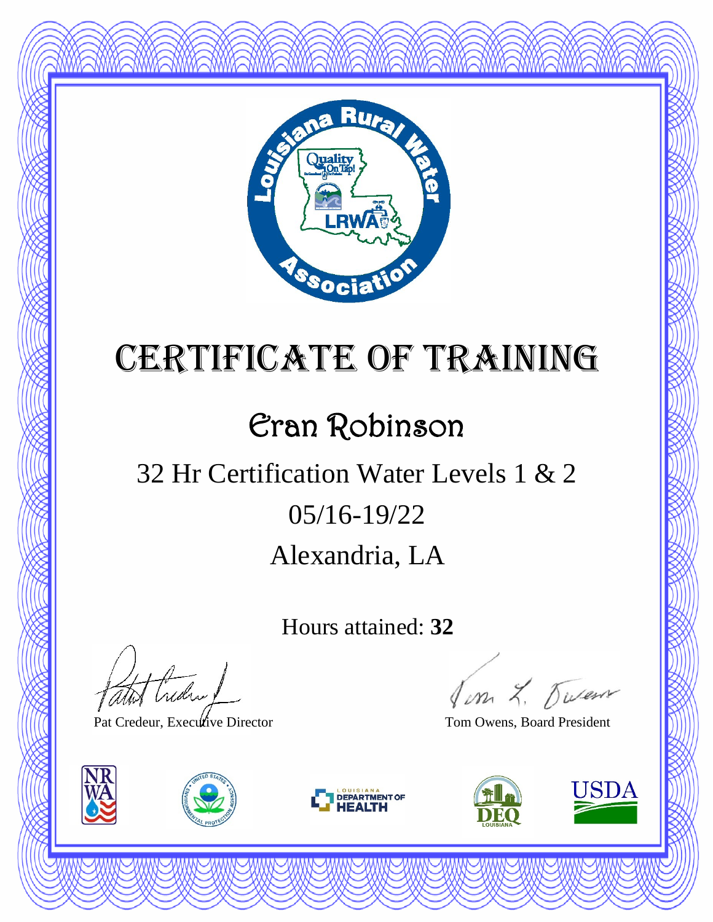# Certificate of Training

## Eran Robinson

32 Hr Certification Water Levels 1 & 2

05/16-19/22

Alexandria, LA

Hours attained: **32**

Pat Credeur, Executive Director

Tom Owens, Board President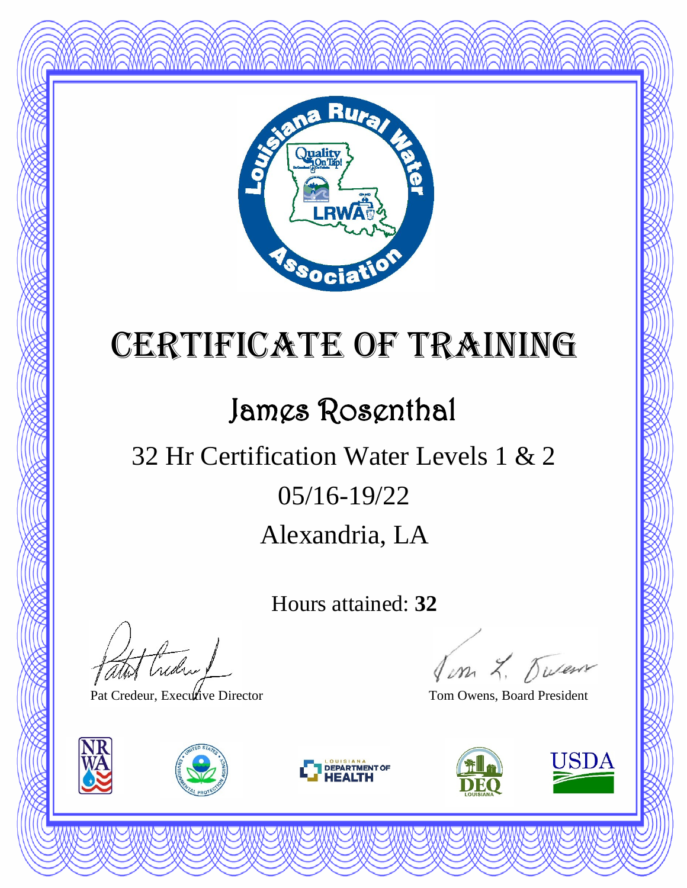# Certificate of Training

## James Rosenthal

32 Hr Certification Water Levels 1 & 2

05/16-19/22

Alexandria, LA

Hours attained: **32**

Pat Credeur, Executive Director

Tom Owens, Board President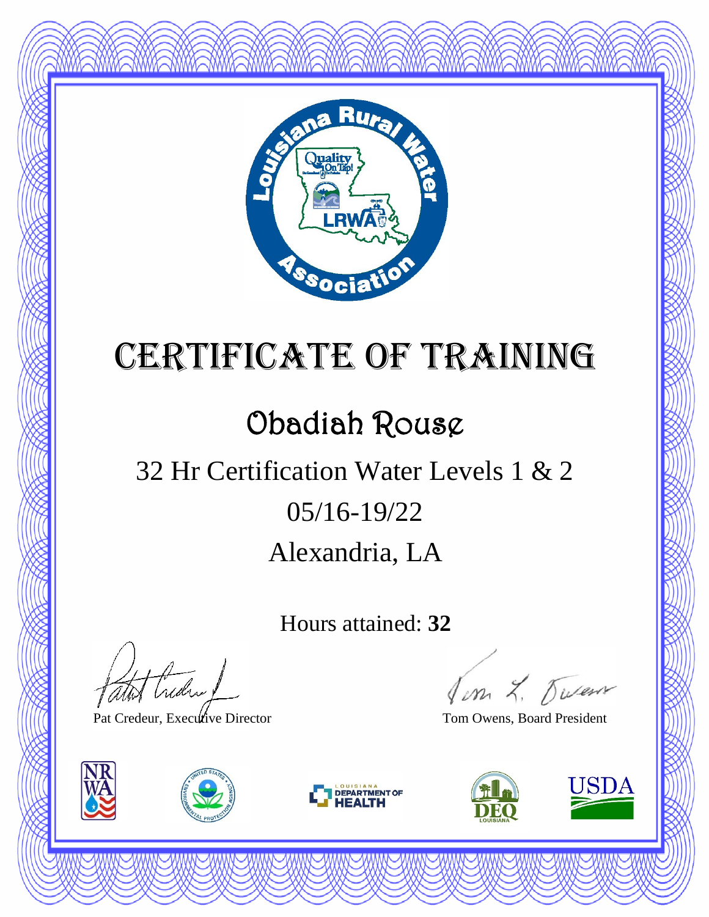# Certificate of Training

## Obadiah Rouse

32 Hr Certification Water Levels 1 & 2

05/16-19/22

Alexandria, LA

Hours attained: **32**

Pat Credeur, Executive Director

Tom Owens, Board President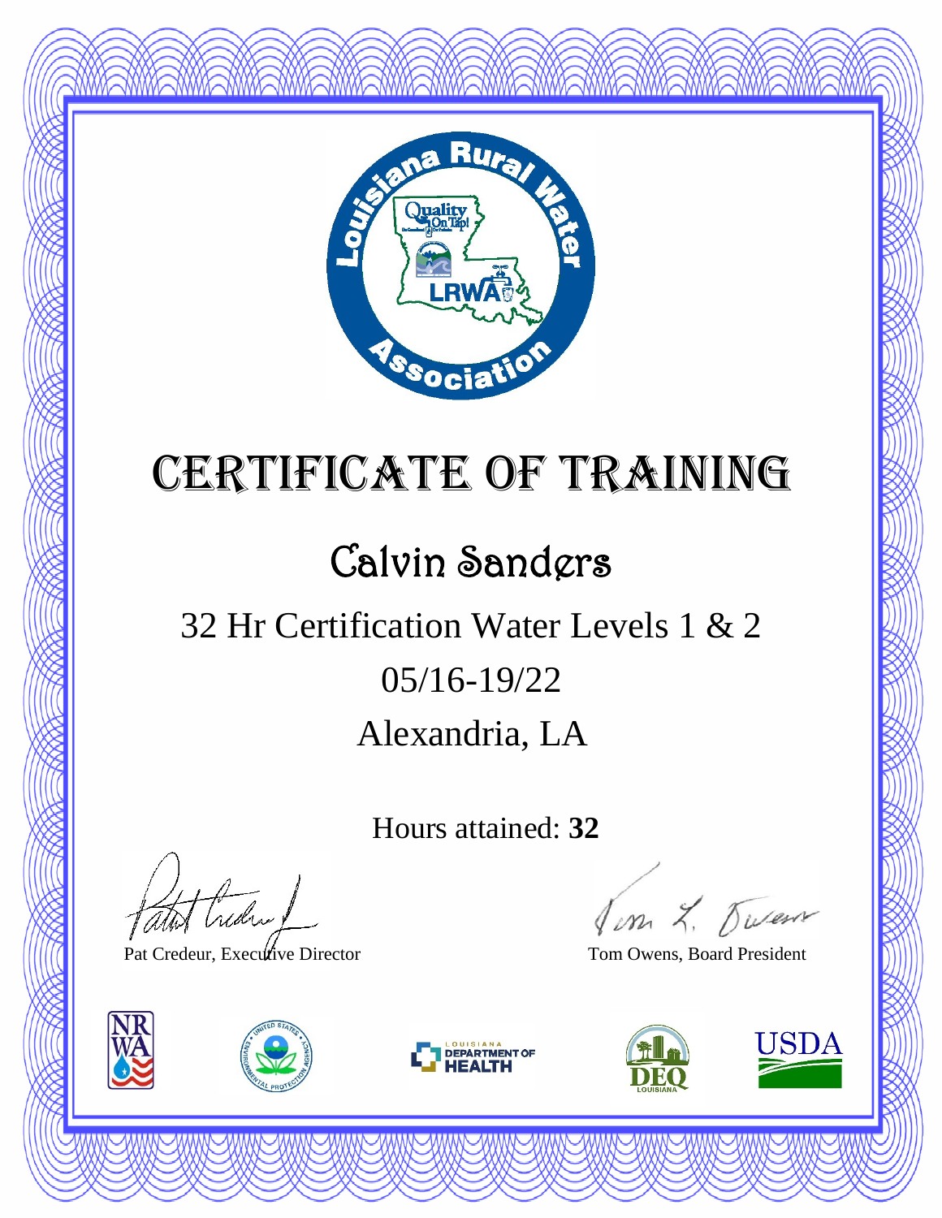# Certificate of Training

## Calvin Sanders

32 Hr Certification Water Levels 1 & 2

05/16-19/22

Alexandria, LA

Hours attained: **32**

Pat Credeur, Executive Director

Tom Owens, Board President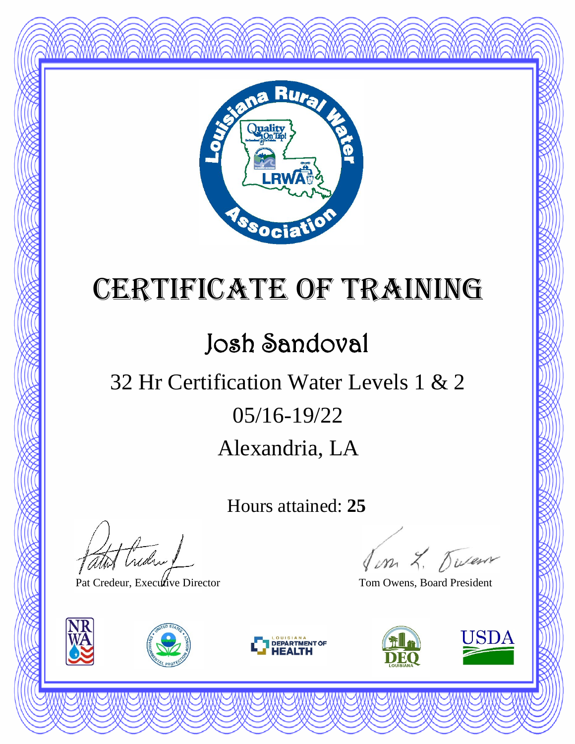# Certificate of Training

## Josh Sandoval

32 Hr Certification Water Levels 1 & 2

05/16-19/22

Alexandria, LA

Hours attained: **25**

Pat Credeur, Executive Director

Tom Owens, Board President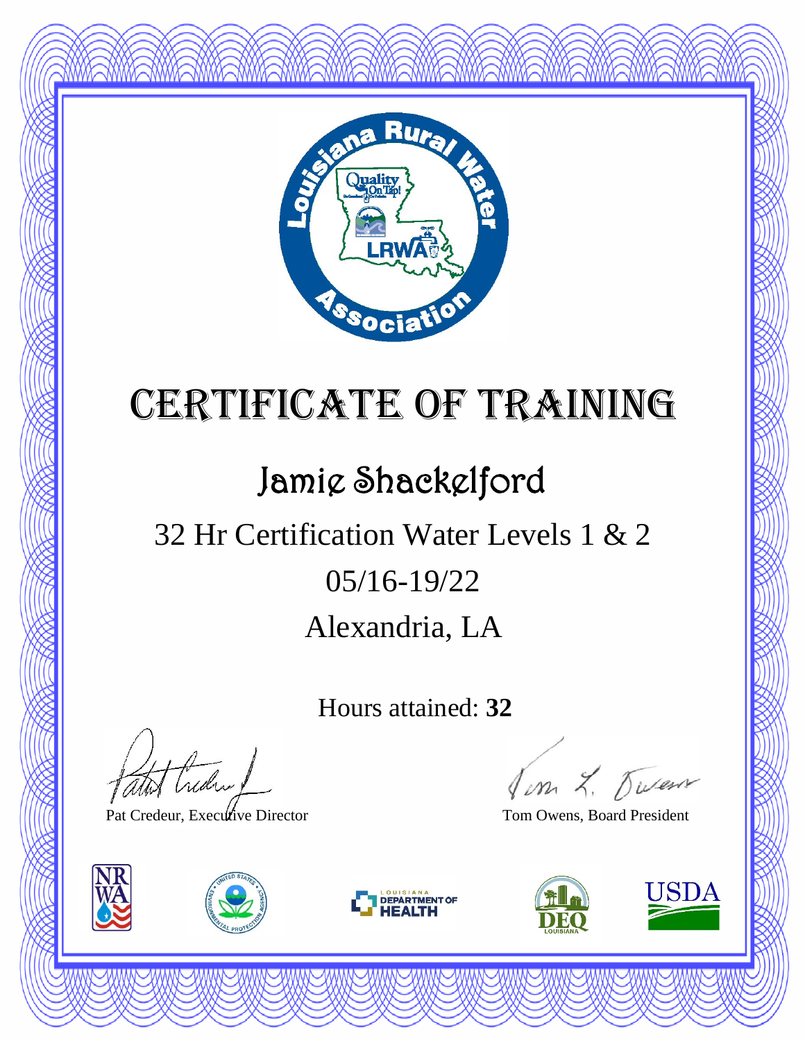# Certificate of Training

## Jamie Shackelford

32 Hr Certification Water Levels 1 & 2

05/16-19/22

Alexandria, LA

Hours attained: **32**

Pat Credeur, Executive Director

Tom Owens, Board President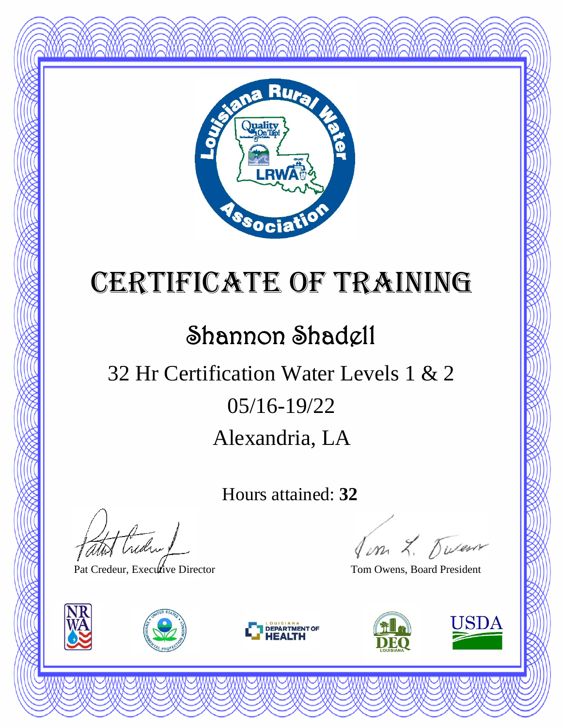# Certificate of Training

## Shannon Shadell

32 Hr Certification Water Levels 1 & 2

05/16-19/22

Alexandria, LA

Hours attained: **32**

Pat Credeur, Executive Director

Tom Owens, Board President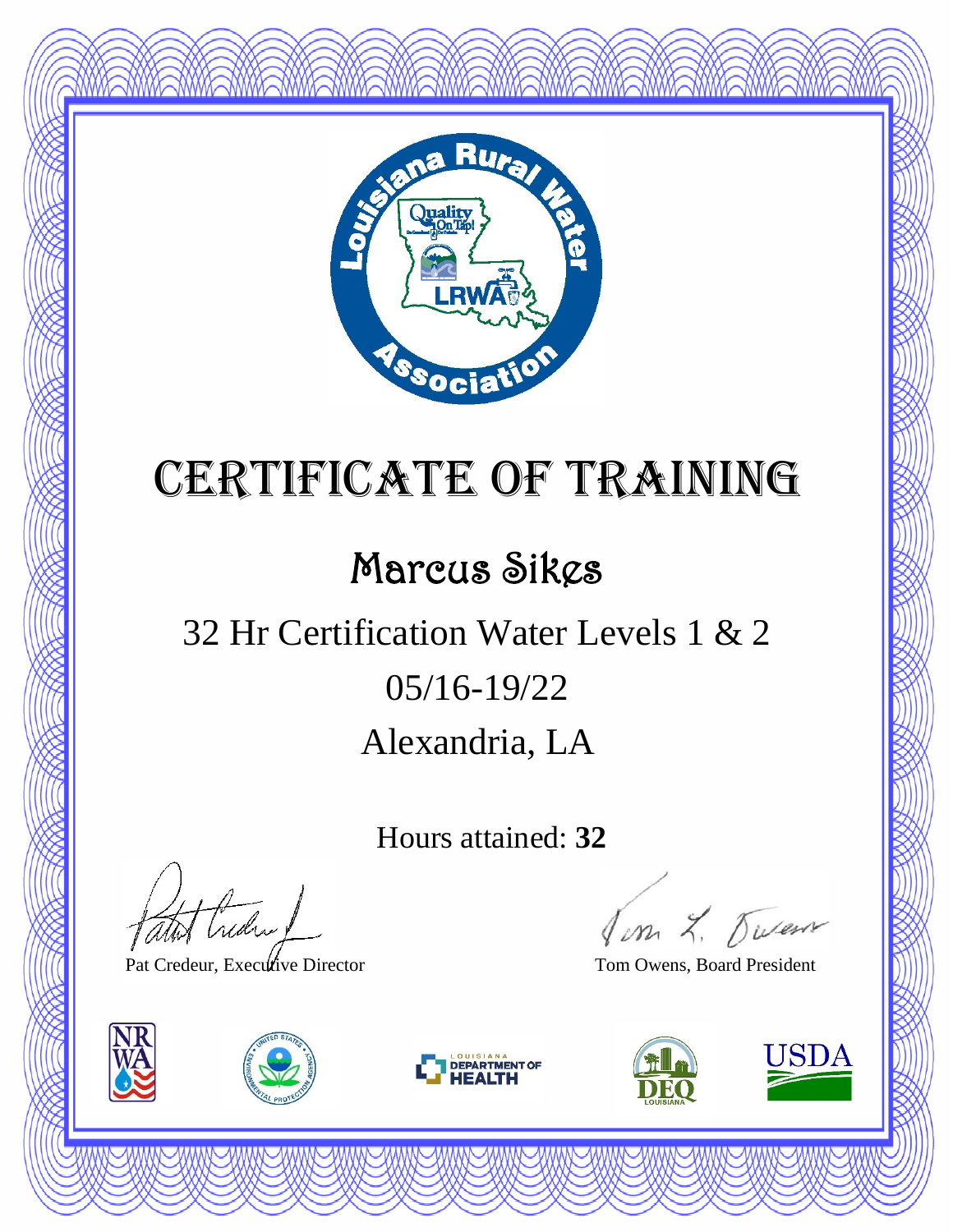# CERTIFICATE OF TRAINING

## Marcus Sikes

32 Hr Certification Water Levels 1 & 2

05/16-19/22

Alexandria, LA

Hours attained: **32**

Pat Credeur, Executive Director

Tom Owens, Board President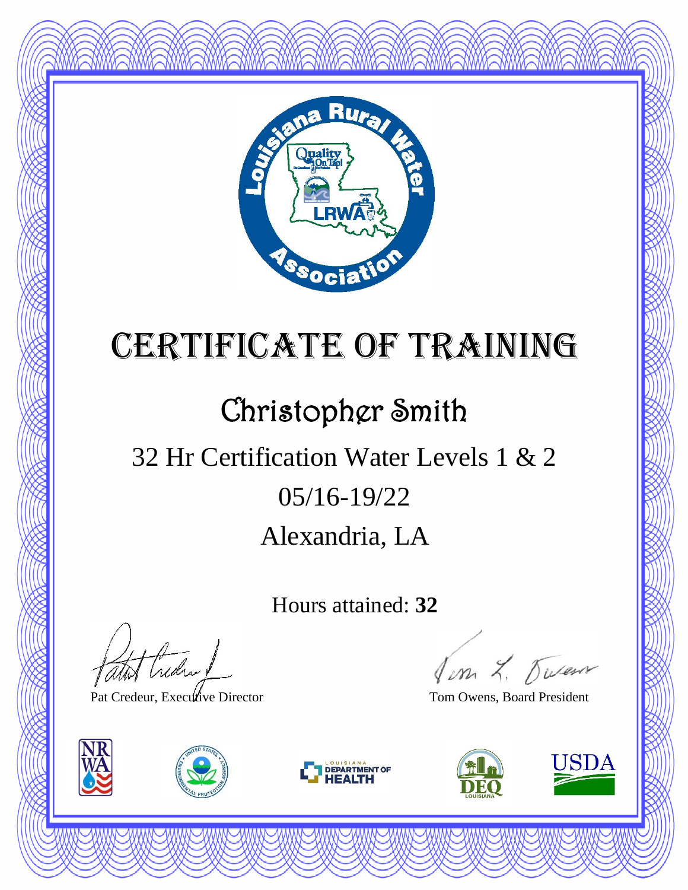# Certificate of Training

## Christopher Smith

32 Hr Certification Water Levels 1 & 2

05/16-19/22

Alexandria, LA

Hours attained: **32**

Pat Credeur, Executive Director

Tom Owens, Board President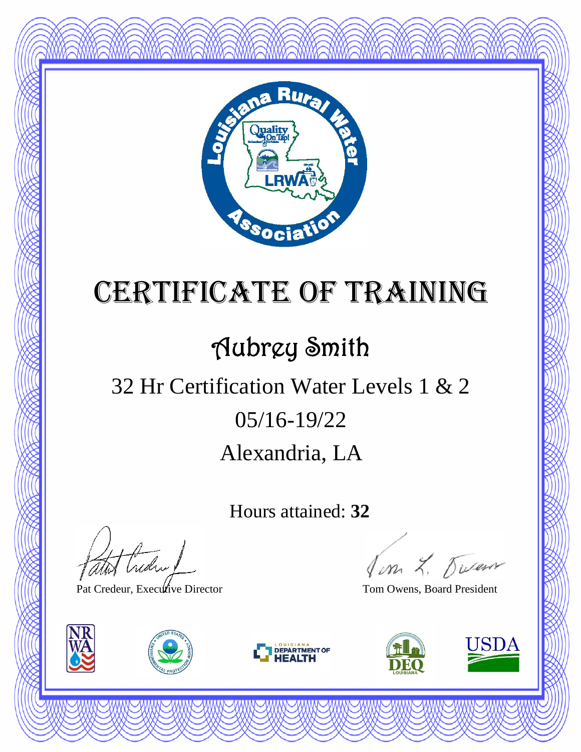# Certificate of Training

## Aubrey Smith

32 Hr Certification Water Levels 1 & 2

05/16-19/22

Alexandria, LA

Hours attained: **32**

Pat Credeur, Executive Director

Tom Owens, Board President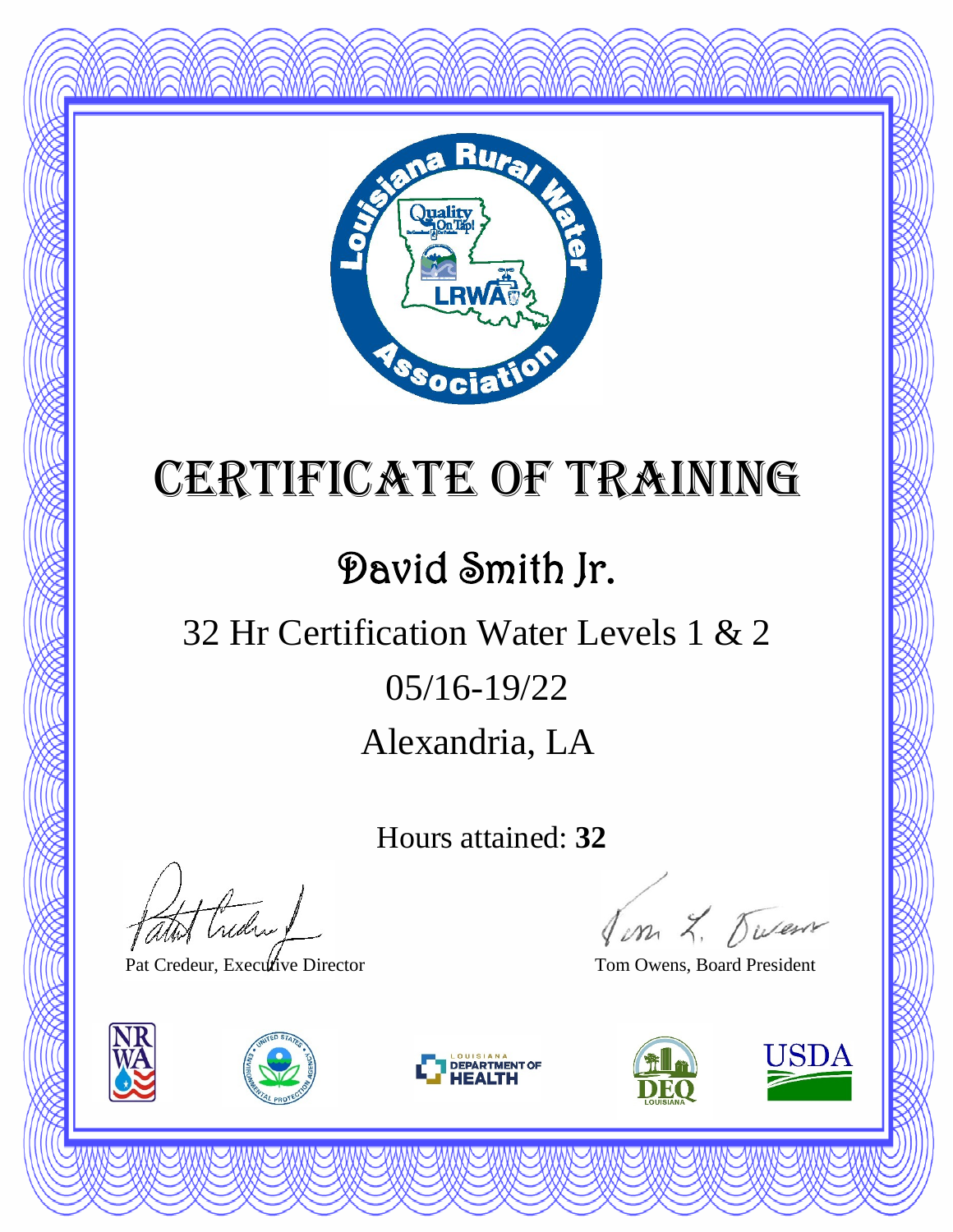# Certificate of Training

## David Smith Jr.

32 Hr Certification Water Levels 1 & 2

05/16-19/22

Alexandria, LA

Hours attained: **32**

Pat Credeur, Executive Director

Tom Owens, Board President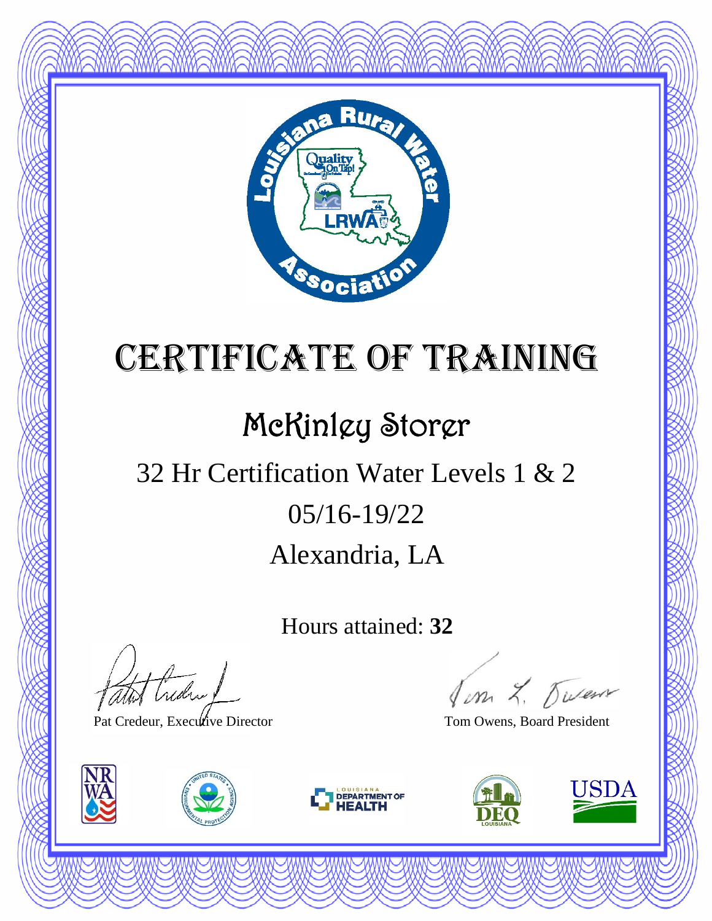# Certificate of Training

## McKinley Storer

32 Hr Certification Water Levels 1 & 2

05/16-19/22

Alexandria, LA

Hours attained: **32**

Pat Credeur, Executive Director

Tom Owens, Board President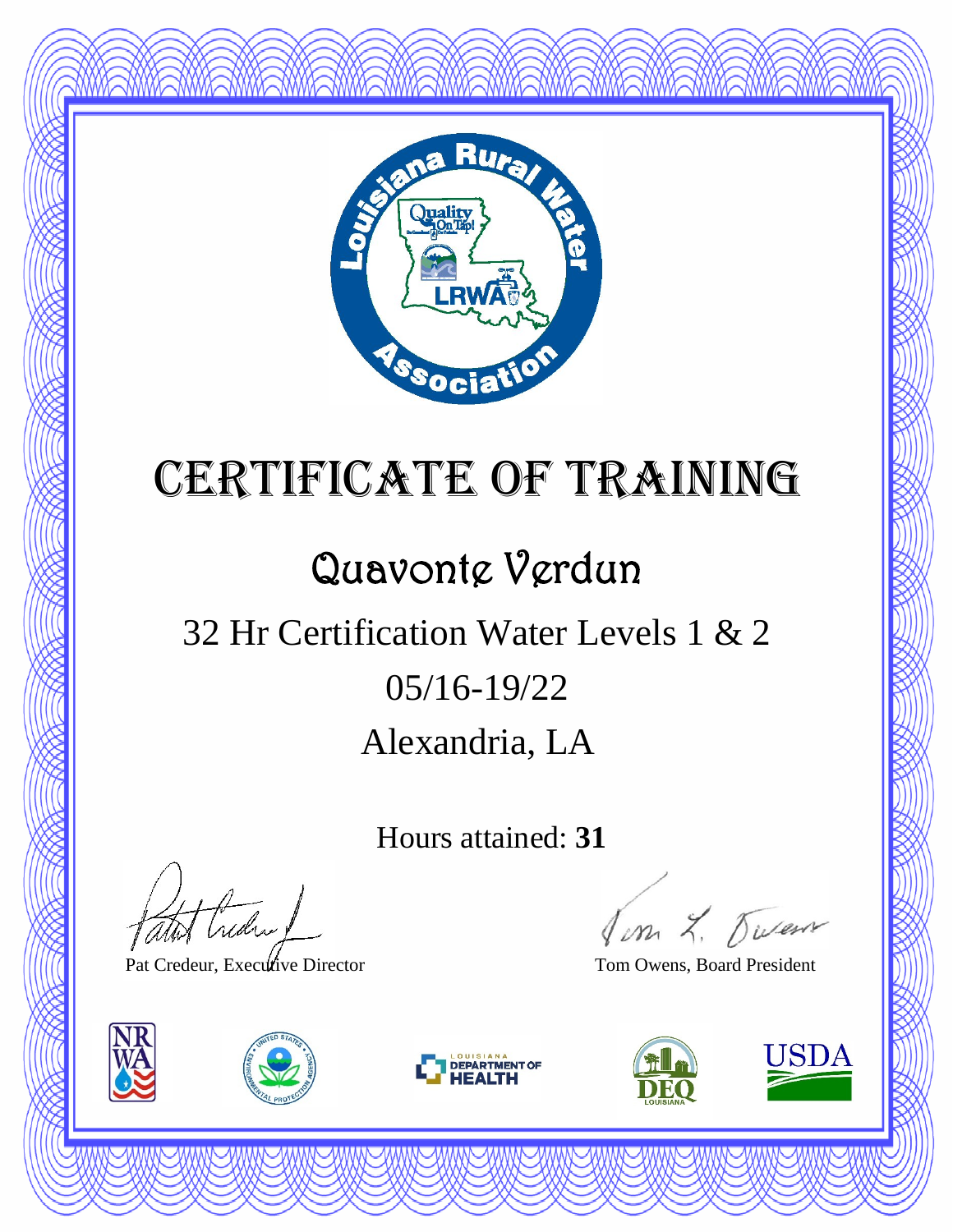# Certificate of Training

## Quavonte Verdun

32 Hr Certification Water Levels 1 & 2

05/16-19/22

Alexandria, LA

Hours attained: **31**

Pat Credeur, Executive Director

Tom Owens, Board President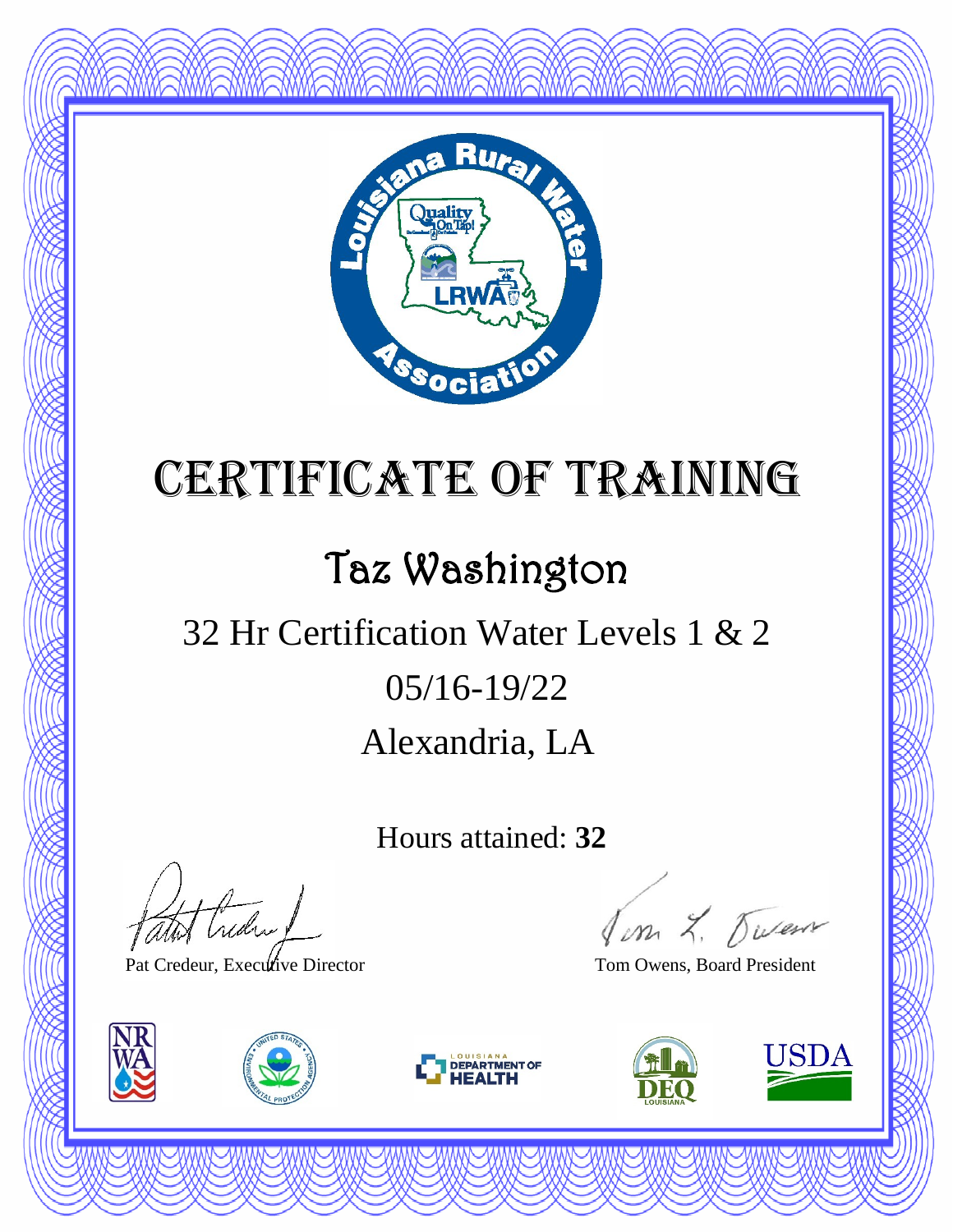# CERTIFICATE OF TRAINING

## Taz Washington

32 Hr Certification Water Levels 1 & 2

05/16-19/22

Alexandria, LA

Hours attained: **32**

Pat Credeur, Executive Director

Tom Owens, Board President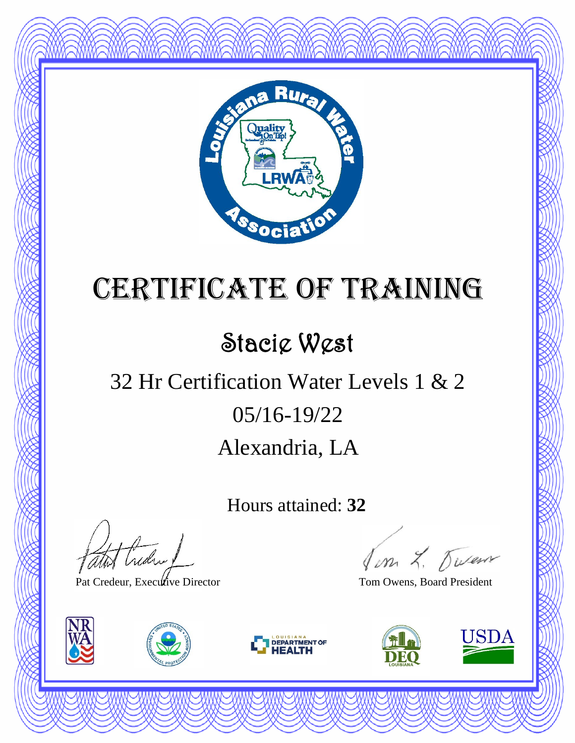# Certificate of Training

## Stacie West

32 Hr Certification Water Levels 1 & 2

05/16-19/22

Alexandria, LA

Hours attained: **32**

Pat Credeur, Executive Director

Tom Owens, Board President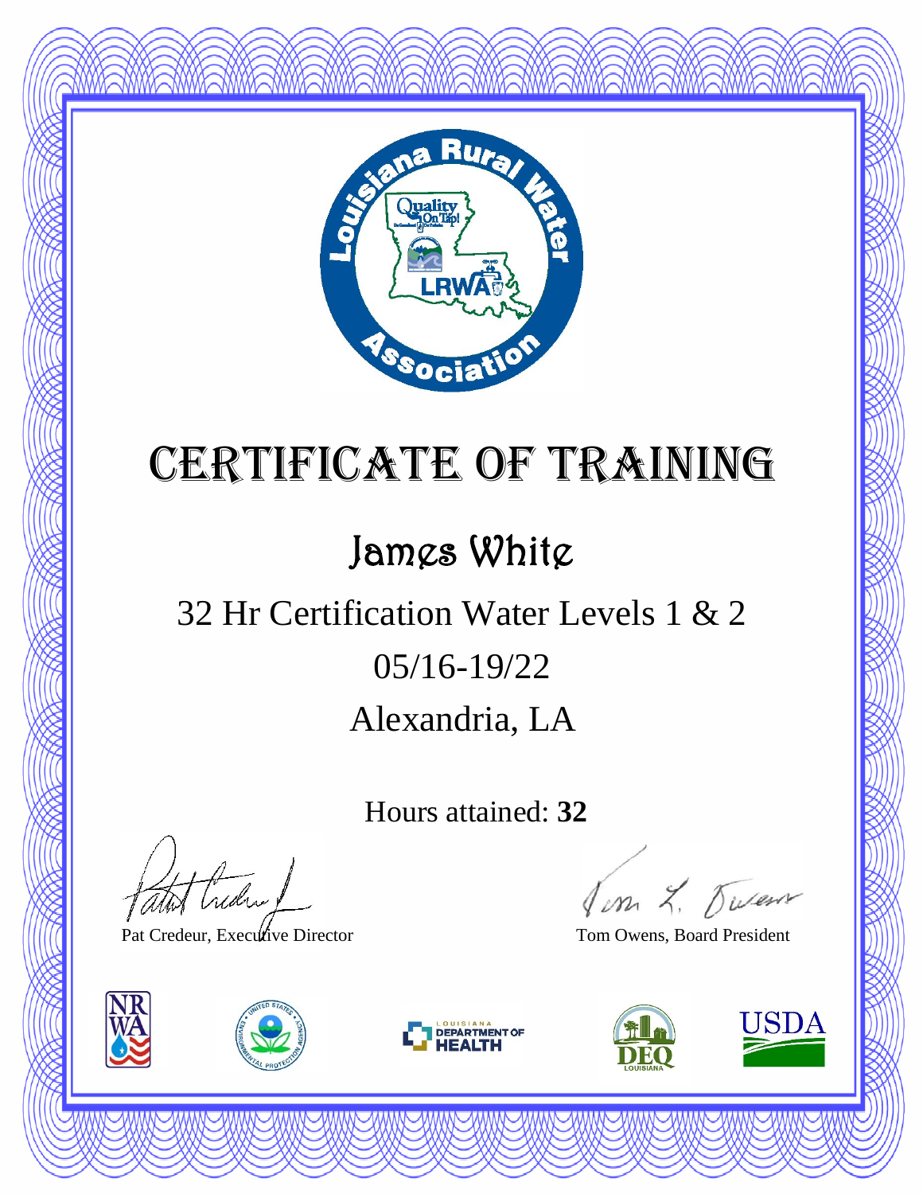# Certificate of Training

## James White

32 Hr Certification Water Levels 1 & 2

05/16-19/22

Alexandria, LA

Hours attained: **32**

Pat Credeur, Executive Director

Tom Owens, Board President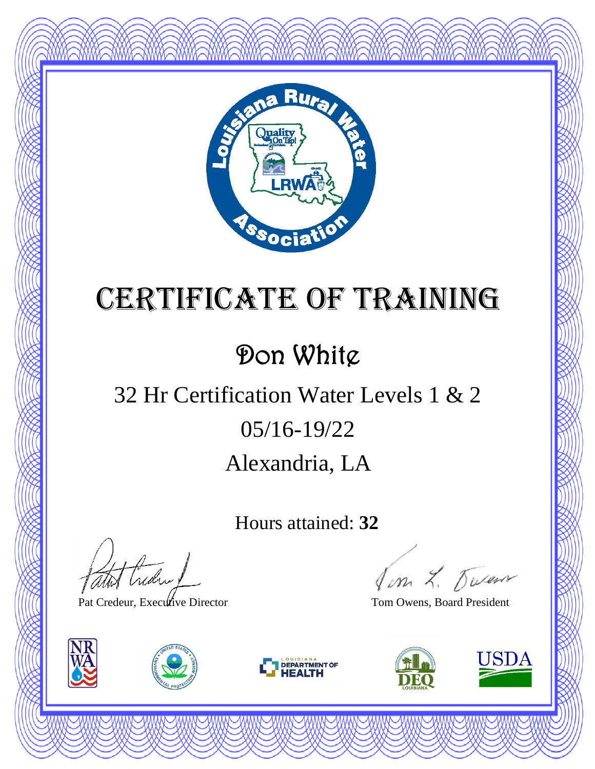Louisiana Rural Water Association

# Certificate of Training

## Don White

32 Hr Certification Water Levels 1 & 2

05/16-19/22

Alexandria, LA

Hours attained: **32**

Pat Credeur, Executive Director

Tom Owens, Board President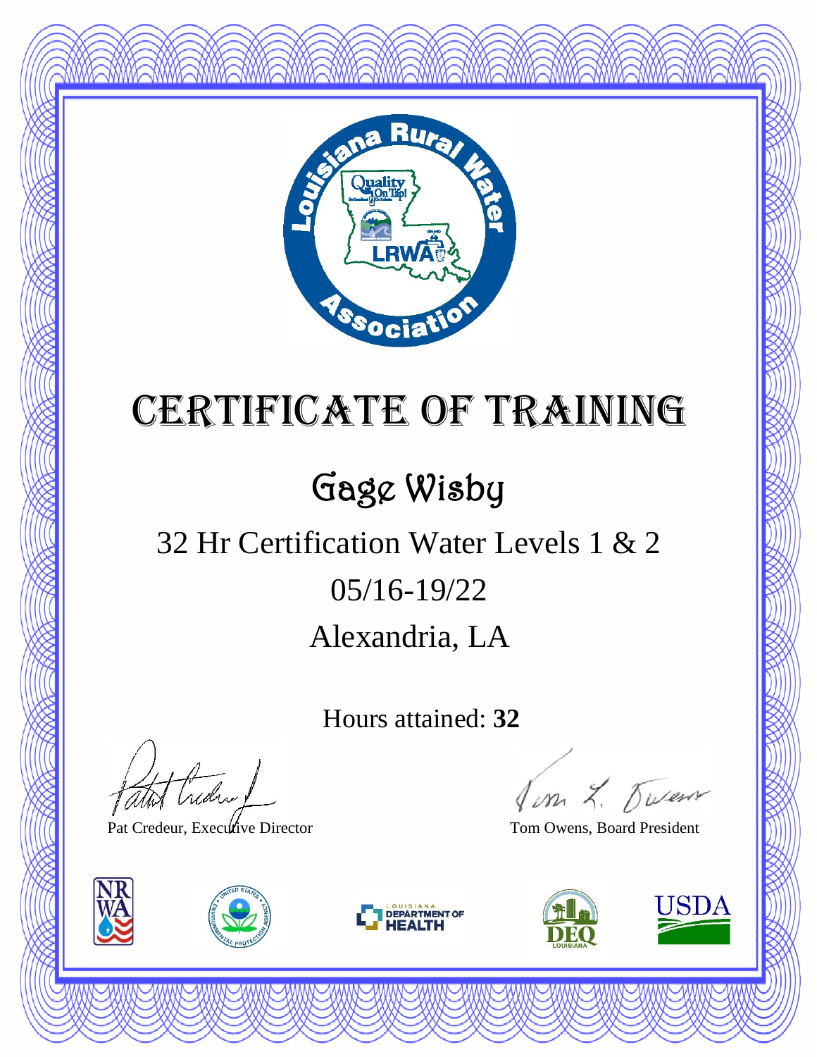# Certificate of Training

## Gage Wisby

32 Hr Certification Water Levels 1 & 2

05/16-19/22

Alexandria, LA

Hours attained: **32**

Pat Credeur, Executive Director

Tom Owens, Board President